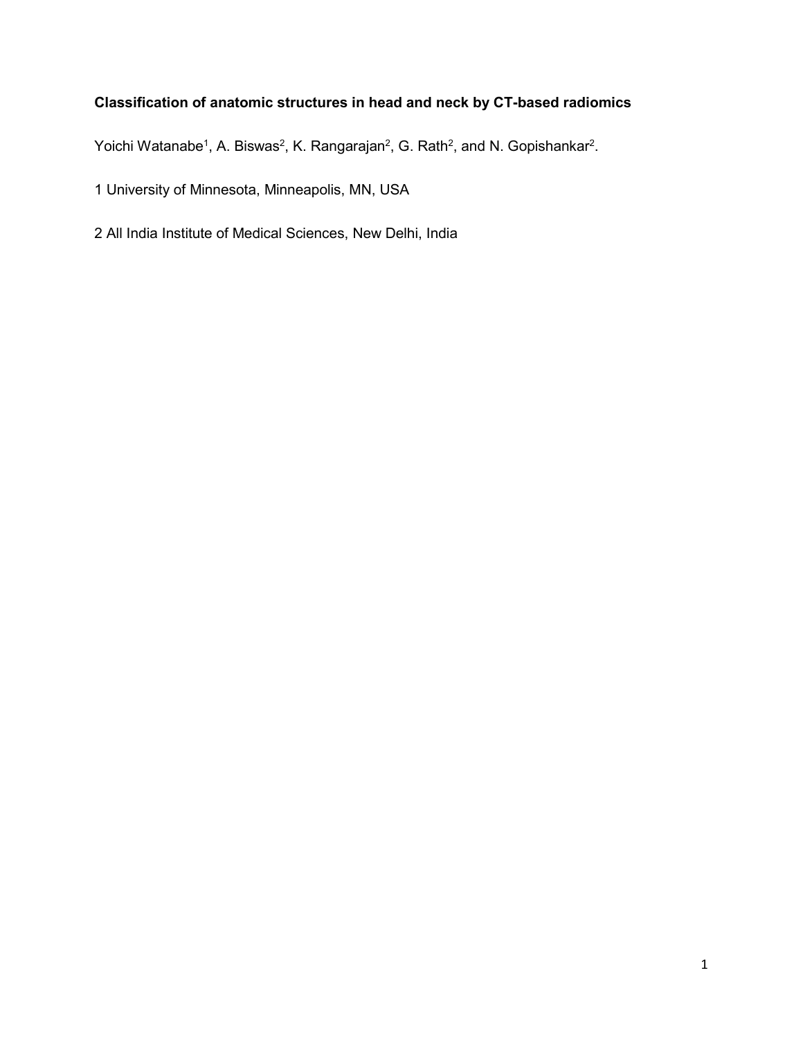# Classification of anatomic structures in head and neck by CT-based radiomics

Yoichi Watanabe[1], A. Biswas[2], K. Rangarajan[2], G. Rath[2], and N. Gopishankar[2].

1 University of Minnesota, Minneapolis, MN, USA

2 All India Institute of Medical Sciences, New Delhi, India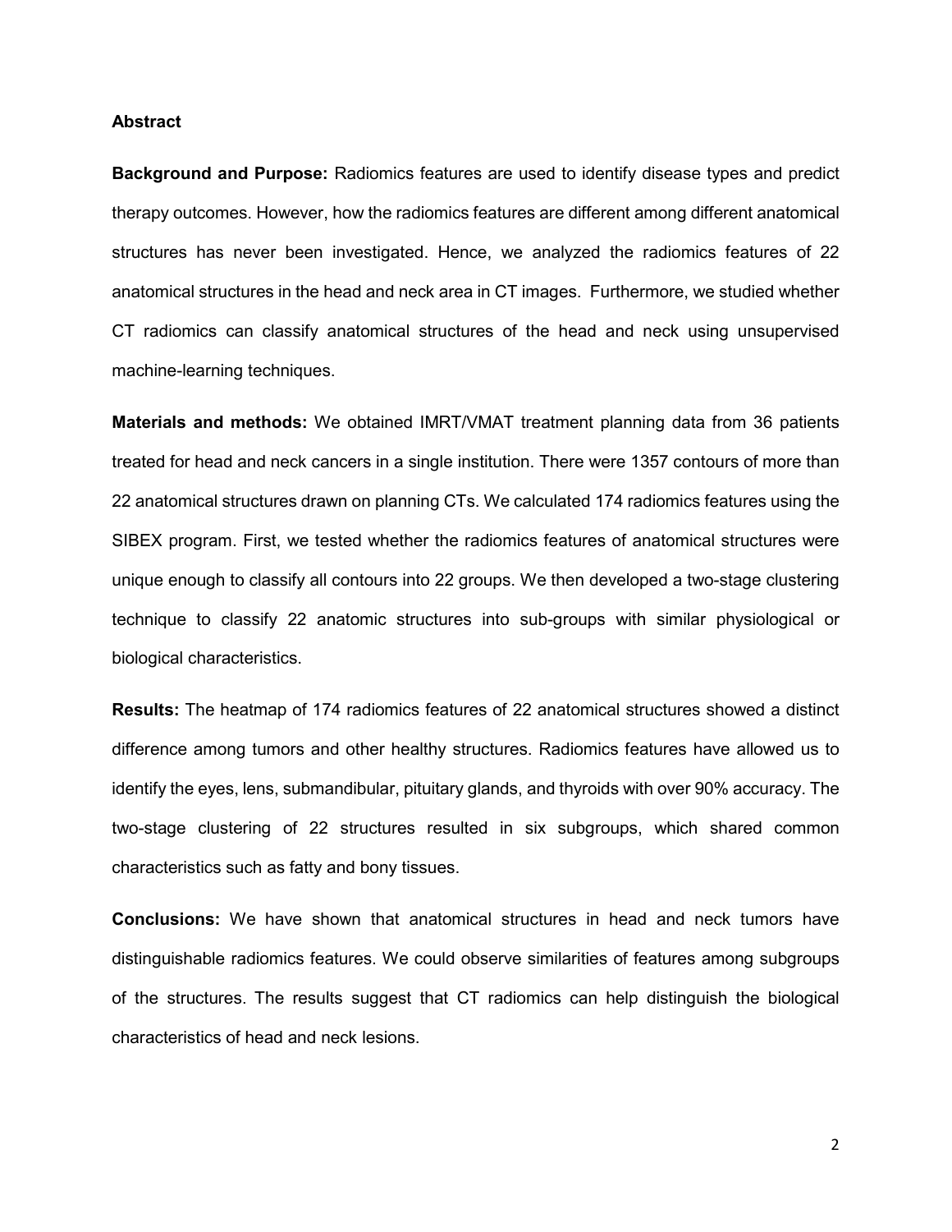## Abstract

**Background and Purpose:** Radiomics features are used to identify disease types and predict therapy outcomes. However, how the radiomics features are different among different anatomical structures has never been investigated. Hence, we analyzed the radiomics features of 22 anatomical structures in the head and neck area in CT images. Furthermore, we studied whether CT radiomics can classify anatomical structures of the head and neck using unsupervised machine-learning techniques.

**Materials and methods:** We obtained IMRT/VMAT treatment planning data from 36 patients treated for head and neck cancers in a single institution. There were 1357 contours of more than 22 anatomical structures drawn on planning CTs. We calculated 174 radiomics features using the SIBEX program. First, we tested whether the radiomics features of anatomical structures were unique enough to classify all contours into 22 groups. We then developed a two-stage clustering technique to classify 22 anatomic structures into sub-groups with similar physiological or biological characteristics.

**Results:** The heatmap of 174 radiomics features of 22 anatomical structures showed a distinct difference among tumors and other healthy structures. Radiomics features have allowed us to identify the eyes, lens, submandibular, pituitary glands, and thyroids with over 90% accuracy. The two-stage clustering of 22 structures resulted in six subgroups, which shared common characteristics such as fatty and bony tissues.

**Conclusions:** We have shown that anatomical structures in head and neck tumors have distinguishable radiomics features. We could observe similarities of features among subgroups of the structures. The results suggest that CT radiomics can help distinguish the biological characteristics of head and neck lesions.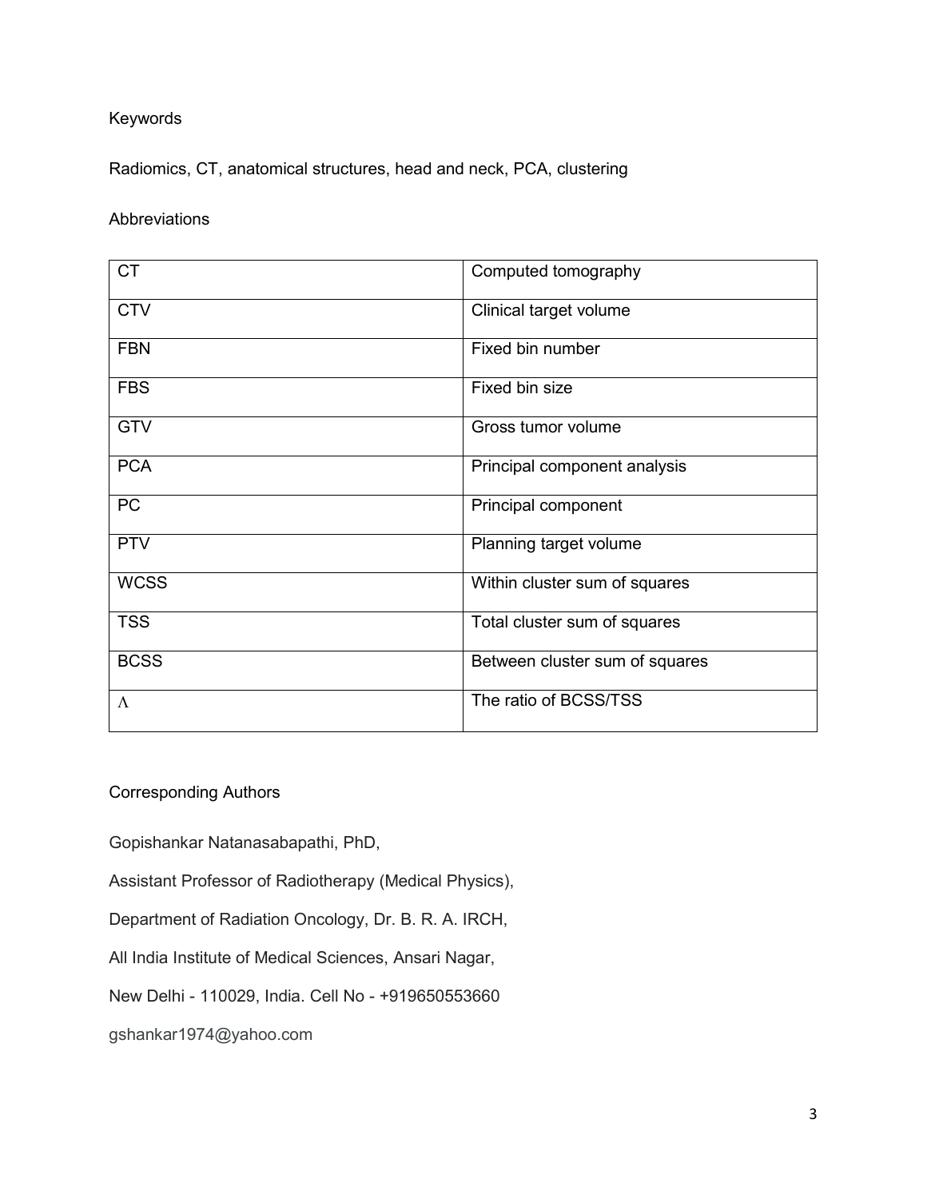Keywords

Radiomics, CT, anatomical structures, head and neck, PCA, clustering

Abbreviations

| | |
|---|---|
| CT | Computed tomography |
| CTV | Clinical target volume |
| FBN | Fixed bin number |
| FBS | Fixed bin size |
| GTV | Gross tumor volume |
| PCA | Principal component analysis |
| PC | Principal component |
| PTV | Planning target volume |
| WCSS | Within cluster sum of squares |
| TSS | Total cluster sum of squares |
| BCSS | Between cluster sum of squares |
| $\Lambda$ | The ratio of BCSS/TSS |

Corresponding Authors

Gopishankar Natanasabapathi, PhD,

Assistant Professor of Radiotherapy (Medical Physics),

Department of Radiation Oncology, Dr. B. R. A. IRCH,

All India Institute of Medical Sciences, Ansari Nagar,

New Delhi - 110029, India. Cell No - +919650553660

gshankar1974@yahoo.com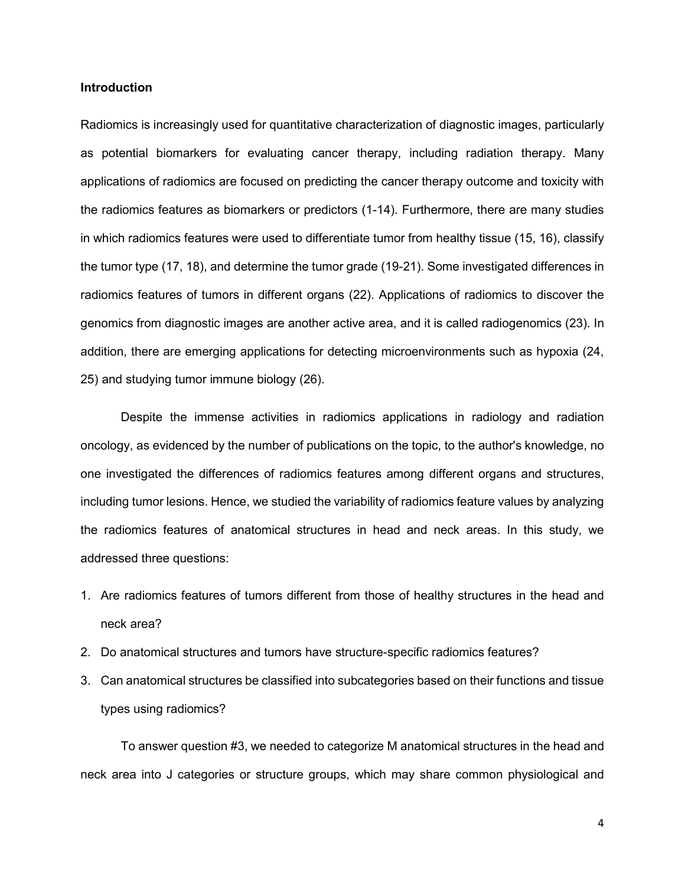## Introduction

Radiomics is increasingly used for quantitative characterization of diagnostic images, particularly as potential biomarkers for evaluating cancer therapy, including radiation therapy. Many applications of radiomics are focused on predicting the cancer therapy outcome and toxicity with the radiomics features as biomarkers or predictors (1-14). Furthermore, there are many studies in which radiomics features were used to differentiate tumor from healthy tissue (15, 16), classify the tumor type (17, 18), and determine the tumor grade (19-21). Some investigated differences in radiomics features of tumors in different organs (22). Applications of radiomics to discover the genomics from diagnostic images are another active area, and it is called radiogenomics (23). In addition, there are emerging applications for detecting microenvironments such as hypoxia (24, 25) and studying tumor immune biology (26).

Despite the immense activities in radiomics applications in radiology and radiation oncology, as evidenced by the number of publications on the topic, to the author's knowledge, no one investigated the differences of radiomics features among different organs and structures, including tumor lesions. Hence, we studied the variability of radiomics feature values by analyzing the radiomics features of anatomical structures in head and neck areas. In this study, we addressed three questions:

1. Are radiomics features of tumors different from those of healthy structures in the head and neck area?
2. Do anatomical structures and tumors have structure-specific radiomics features?
3. Can anatomical structures be classified into subcategories based on their functions and tissue types using radiomics?

To answer question #3, we needed to categorize M anatomical structures in the head and neck area into J categories or structure groups, which may share common physiological and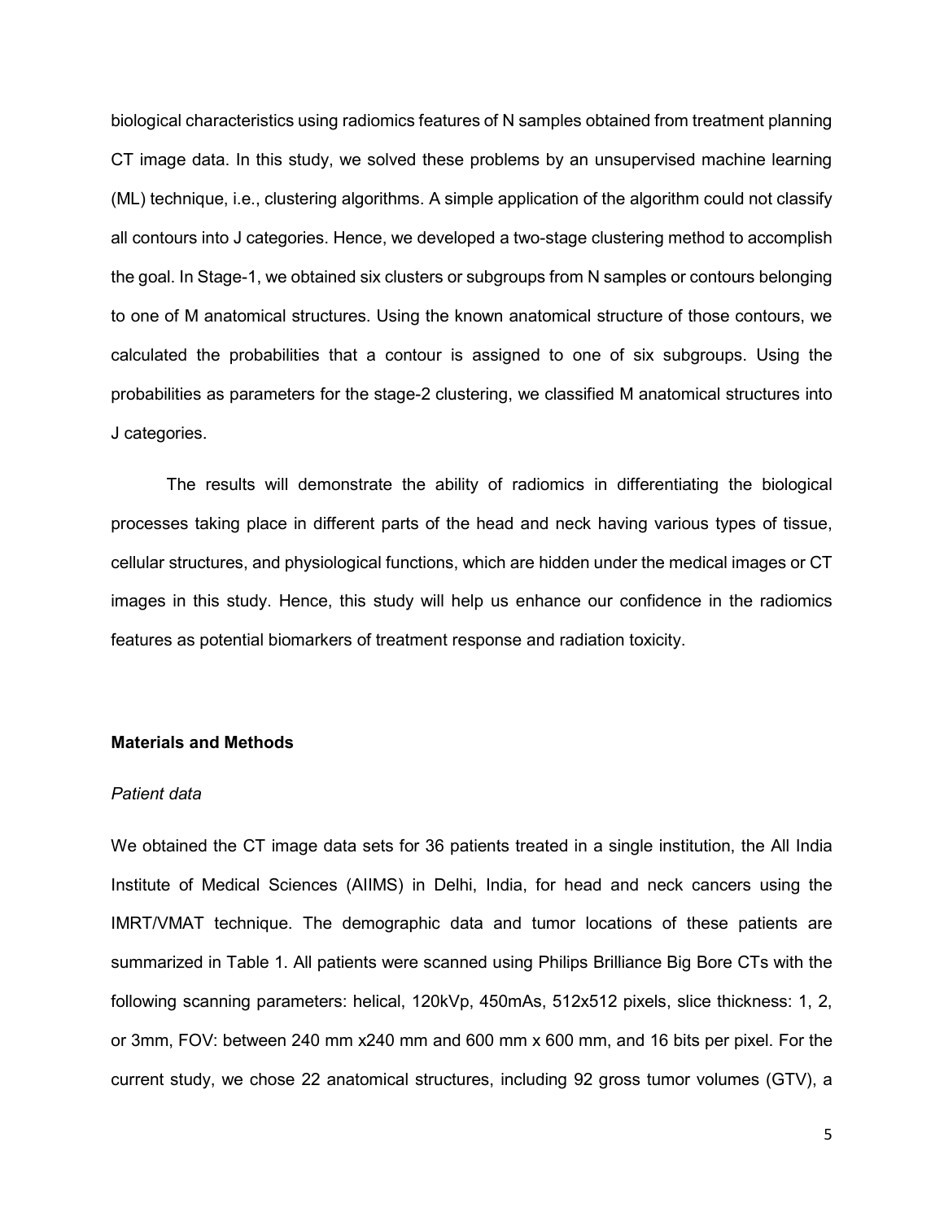biological characteristics using radiomics features of N samples obtained from treatment planning CT image data. In this study, we solved these problems by an unsupervised machine learning (ML) technique, i.e., clustering algorithms. A simple application of the algorithm could not classify all contours into J categories. Hence, we developed a two-stage clustering method to accomplish the goal. In Stage-1, we obtained six clusters or subgroups from N samples or contours belonging to one of M anatomical structures. Using the known anatomical structure of those contours, we calculated the probabilities that a contour is assigned to one of six subgroups. Using the probabilities as parameters for the stage-2 clustering, we classified M anatomical structures into J categories.

The results will demonstrate the ability of radiomics in differentiating the biological processes taking place in different parts of the head and neck having various types of tissue, cellular structures, and physiological functions, which are hidden under the medical images or CT images in this study. Hence, this study will help us enhance our confidence in the radiomics features as potential biomarkers of treatment response and radiation toxicity.

## Materials and Methods

### *Patient data*

We obtained the CT image data sets for 36 patients treated in a single institution, the All India Institute of Medical Sciences (AIIMS) in Delhi, India, for head and neck cancers using the IMRT/VMAT technique. The demographic data and tumor locations of these patients are summarized in Table 1. All patients were scanned using Philips Brilliance Big Bore CTs with the following scanning parameters: helical, 120kVp, 450mAs, 512x512 pixels, slice thickness: 1, 2, or 3mm, FOV: between 240 mm x240 mm and 600 mm x 600 mm, and 16 bits per pixel. For the current study, we chose 22 anatomical structures, including 92 gross tumor volumes (GTV), a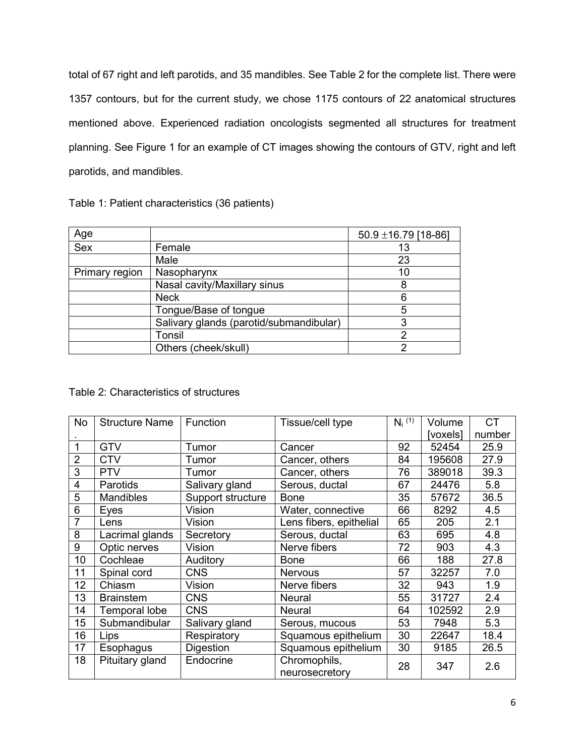total of 67 right and left parotids, and 35 mandibles. See Table 2 for the complete list. There were 1357 contours, but for the current study, we chose 1175 contours of 22 anatomical structures mentioned above. Experienced radiation oncologists segmented all structures for treatment planning. See Figure 1 for an example of CT images showing the contours of GTV, right and left parotids, and mandibles.

Table 1: Patient characteristics (36 patients)

| Age | | 50.9 ±16.79 [18-86] |
|---|---|---|
| Sex | Female | 13 |
| | Male | 23 |
| Primary region | Nasopharynx | 10 |
| | Nasal cavity/Maxillary sinus | 8 |
| | Neck | 6 |
| | Tongue/Base of tongue | 5 |
| | Salivary glands (parotid/submandibular) | 3 |
| | Tonsil | 2 |
| | Others (cheek/skull) | 2 |

Table 2: Characteristics of structures

| No. | Structure Name | Function | Tissue/cell type | $N_i$ (1) | Volume [voxels] | CT number |
|---|---|---|---|---|---|---|
| 1 | GTV | Tumor | Cancer | 92 | 52454 | 25.9 |
| 2 | CTV | Tumor | Cancer, others | 84 | 195608 | 27.9 |
| 3 | PTV | Tumor | Cancer, others | 76 | 389018 | 39.3 |
| 4 | Parotids | Salivary gland | Serous, ductal | 67 | 24476 | 5.8 |
| 5 | Mandibles | Support structure | Bone | 35 | 57672 | 36.5 |
| 6 | Eyes | Vision | Water, connective | 66 | 8292 | 4.5 |
| 7 | Lens | Vision | Lens fibers, epithelial | 65 | 205 | 2.1 |
| 8 | Lacrimal glands | Secretory | Serous, ductal | 63 | 695 | 4.8 |
| 9 | Optic nerves | Vision | Nerve fibers | 72 | 903 | 4.3 |
| 10 | Cochleae | Auditory | Bone | 66 | 188 | 27.8 |
| 11 | Spinal cord | CNS | Nervous | 57 | 32257 | 7.0 |
| 12 | Chiasm | Vision | Nerve fibers | 32 | 943 | 1.9 |
| 13 | Brainstem | CNS | Neural | 55 | 31727 | 2.4 |
| 14 | Temporal lobe | CNS | Neural | 64 | 102592 | 2.9 |
| 15 | Submandibular | Salivary gland | Serous, mucous | 53 | 7948 | 5.3 |
| 16 | Lips | Respiratory | Squamous epithelium | 30 | 22647 | 18.4 |
| 17 | Esophagus | Digestion | Squamous epithelium | 30 | 9185 | 26.5 |
| 18 | Pituitary gland | Endocrine | Chromophils, neurosecretory | 28 | 347 | 2.6 |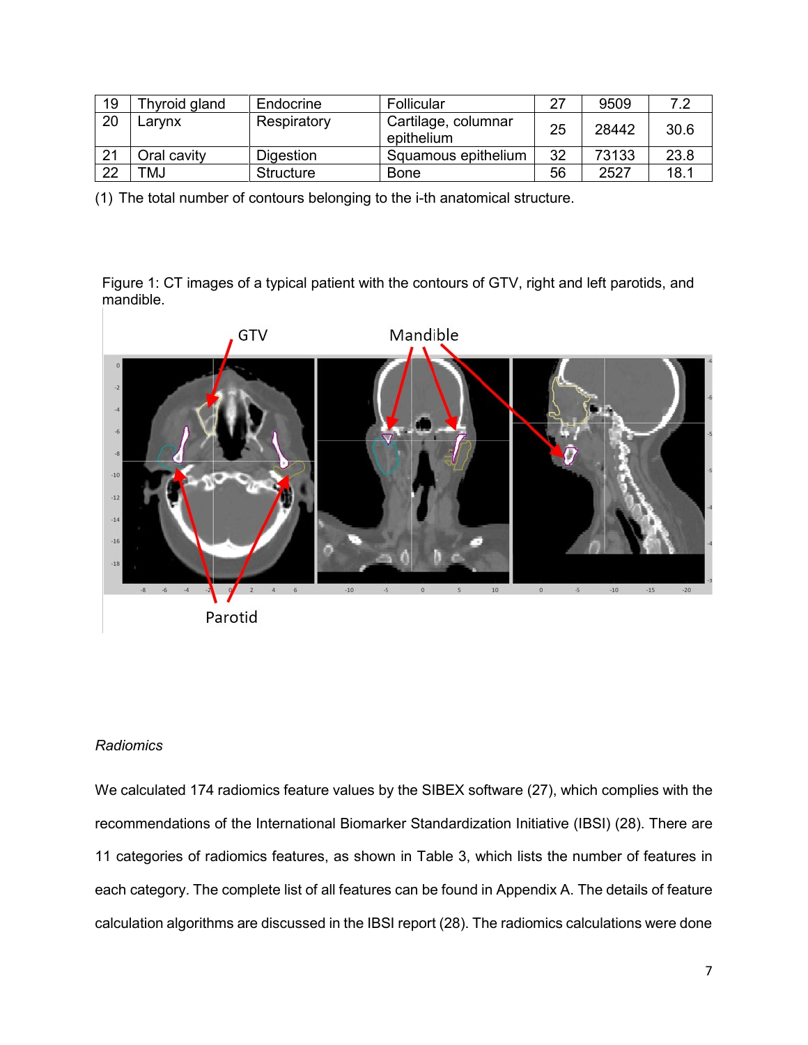| 19 | Thyroid gland | Endocrine | Follicular | 27 | 9509 | 7.2 |
|---|---|---|---|---|---|---|
| 20 | Larynx | Respiratory | Cartilage, columnar epithelium | 25 | 28442 | 30.6 |
| 21 | Oral cavity | Digestion | Squamous epithelium | 32 | 73133 | 23.8 |
| 22 | TMJ | Structure | Bone | 56 | 2527 | 18.1 |

(1) The total number of contours belonging to the i-th anatomical structure.

Figure 1: CT images of a typical patient with the contours of GTV, right and left parotids, and mandible.

*Radiomics*

We calculated 174 radiomics feature values by the SIBEX software (27), which complies with the recommendations of the International Biomarker Standardization Initiative (IBSI) (28). There are 11 categories of radiomics features, as shown in Table 3, which lists the number of features in each category. The complete list of all features can be found in Appendix A. The details of feature calculation algorithms are discussed in the IBSI report (28). The radiomics calculations were done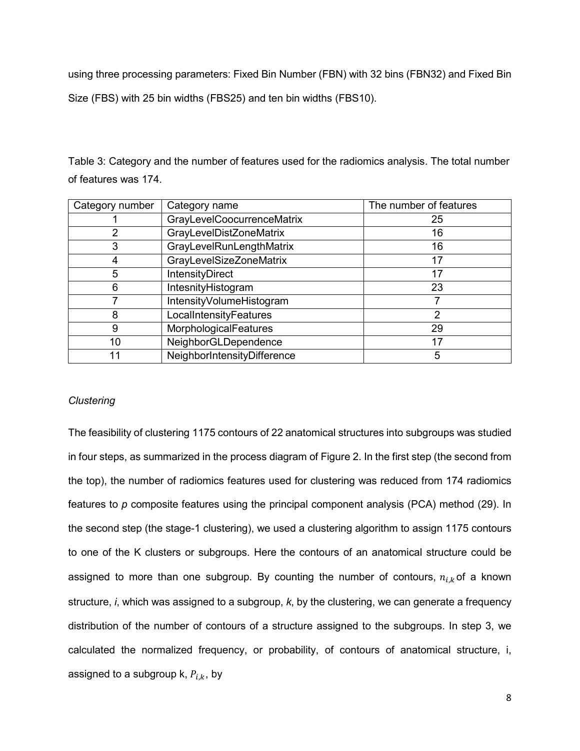using three processing parameters: Fixed Bin Number (FBN) with 32 bins (FBN32) and Fixed Bin Size (FBS) with 25 bin widths (FBS25) and ten bin widths (FBS10).

Table 3: Category and the number of features used for the radiomics analysis. The total number of features was 174.

| Category number | Category name | The number of features |
|---|---|---|
| 1 | GrayLevelCoocurrenceMatrix | 25 |
| 2 | GrayLevelDistZoneMatrix | 16 |
| 3 | GrayLevelRunLengthMatrix | 16 |
| 4 | GrayLevelSizeZoneMatrix | 17 |
| 5 | IntensityDirect | 17 |
| 6 | IntesnityHistogram | 23 |
| 7 | IntensityVolumeHistogram | 7 |
| 8 | LocalIntensityFeatures | 2 |
| 9 | MorphologicalFeatures | 29 |
| 10 | NeighborGLDependence | 17 |
| 11 | NeighborIntensityDifference | 5 |

*Clustering*

The feasibility of clustering 1175 contours of 22 anatomical structures into subgroups was studied in four steps, as summarized in the process diagram of Figure 2. In the first step (the second from the top), the number of radiomics features used for clustering was reduced from 174 radiomics features to *p* composite features using the principal component analysis (PCA) method (29). In the second step (the stage-1 clustering), we used a clustering algorithm to assign 1175 contours to one of the K clusters or subgroups. Here the contours of an anatomical structure could be assigned to more than one subgroup. By counting the number of contours, $n_{i,k}$ of a known structure, *i*, which was assigned to a subgroup, *k*, by the clustering, we can generate a frequency distribution of the number of contours of a structure assigned to the subgroups. In step 3, we calculated the normalized frequency, or probability, of contours of anatomical structure, i, assigned to a subgroup k, $P_{i,k}$, by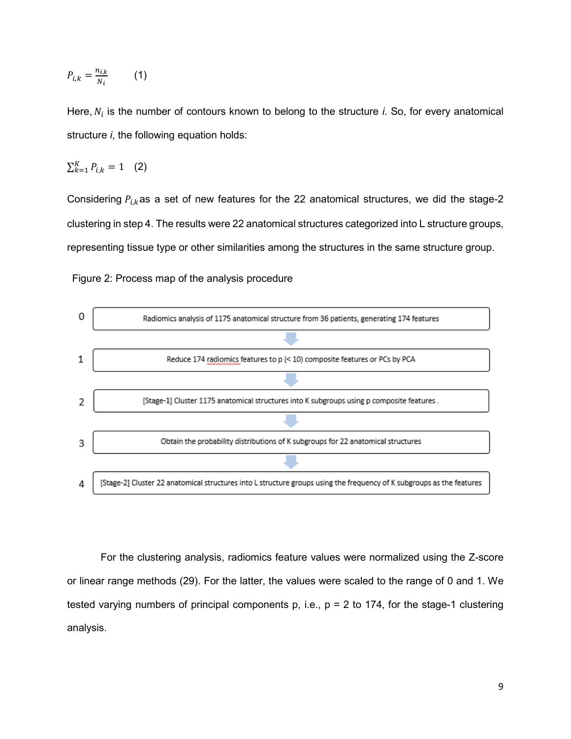$$P_{i,k} = \frac{n_{i,k}}{N_i} \quad (1)$$

Here, $N_i$ is the number of contours known to belong to the structure *i*. So, for every anatomical structure *i*, the following equation holds:

$$\sum_{k=1}^{K} P_{i,k} = 1 \quad (2)$$

Considering $P_{i,k}$ as a set of new features for the 22 anatomical structures, we did the stage-2 clustering in step 4. The results were 22 anatomical structures categorized into L structure groups, representing tissue type or other similarities among the structures in the same structure group.

Figure 2: Process map of the analysis procedure

0. Radiomics analysis of 1175 anatomical structure from 36 patients, generating 174 features
1. Reduce 174 radiomics features to p (< 10) composite features or PCs by PCA
2. [Stage-1] Cluster 1175 anatomical structures into K subgroups using p composite features .
3. Obtain the probability distributions of K subgroups for 22 anatomical structures
4. [Stage-2] Cluster 22 anatomical structures into L structure groups using the frequency of K subgroups as the features

For the clustering analysis, radiomics feature values were normalized using the Z-score or linear range methods (29). For the latter, the values were scaled to the range of 0 and 1. We tested varying numbers of principal components p, i.e., p = 2 to 174, for the stage-1 clustering analysis.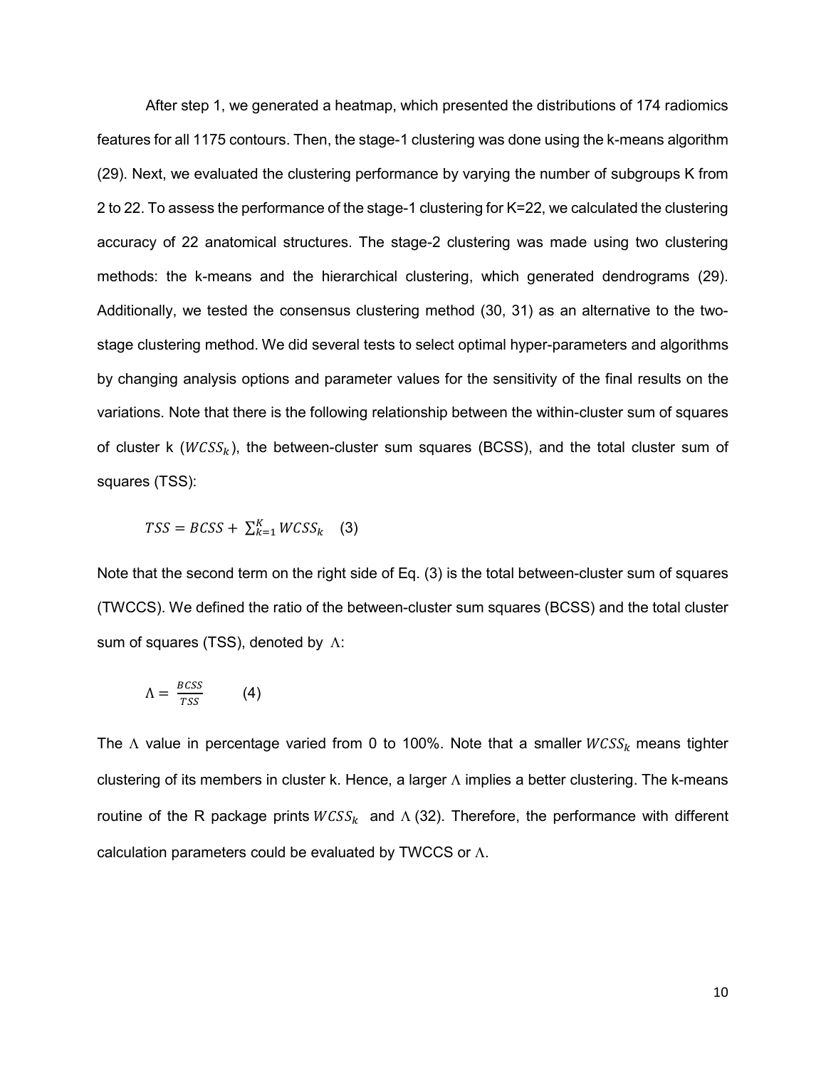After step 1, we generated a heatmap, which presented the distributions of 174 radiomics features for all 1175 contours. Then, the stage-1 clustering was done using the k-means algorithm (29). Next, we evaluated the clustering performance by varying the number of subgroups K from 2 to 22. To assess the performance of the stage-1 clustering for K=22, we calculated the clustering accuracy of 22 anatomical structures. The stage-2 clustering was made using two clustering methods: the k-means and the hierarchical clustering, which generated dendrograms (29). Additionally, we tested the consensus clustering method (30, 31) as an alternative to the two-stage clustering method. We did several tests to select optimal hyper-parameters and algorithms by changing analysis options and parameter values for the sensitivity of the final results on the variations. Note that there is the following relationship between the within-cluster sum of squares of cluster k ($WCSS_k$), the between-cluster sum squares (BCSS), and the total cluster sum of squares (TSS):

$$TSS = BCSS + \sum_{k=1}^{K} WCSS_k \quad (3)$$

Note that the second term on the right side of Eq. (3) is the total between-cluster sum of squares (TWCCS). We defined the ratio of the between-cluster sum squares (BCSS) and the total cluster sum of squares (TSS), denoted by $\Lambda$:

$$\Lambda = \frac{BCSS}{TSS} \qquad (4)$$

The $\Lambda$ value in percentage varied from 0 to 100%. Note that a smaller $WCSS_k$ means tighter clustering of its members in cluster k. Hence, a larger $\Lambda$ implies a better clustering. The k-means routine of the R package prints $WCSS_k$ and $\Lambda$ (32). Therefore, the performance with different calculation parameters could be evaluated by TWCCS or $\Lambda$.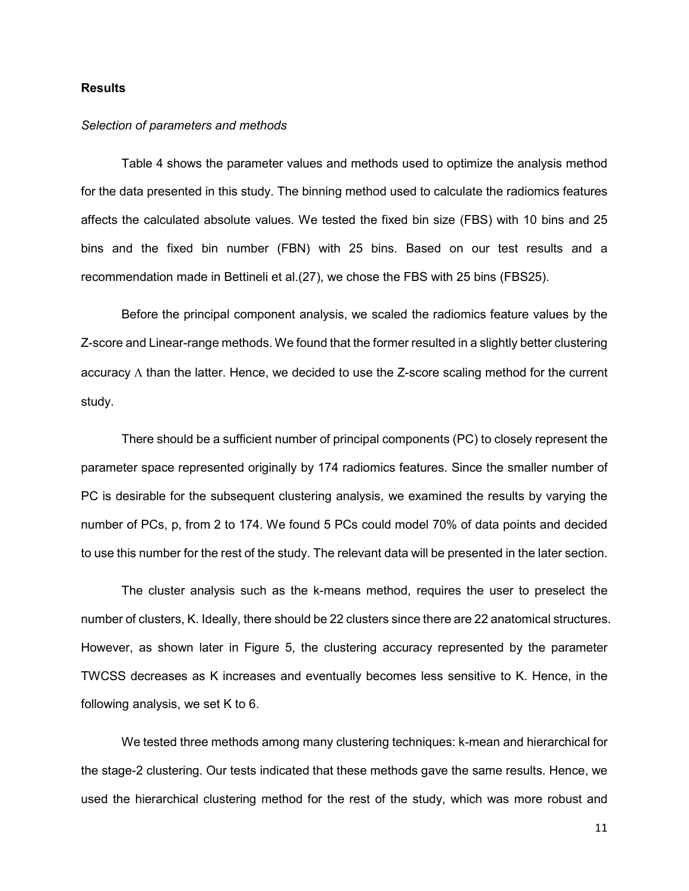**Results**

*Selection of parameters and methods*

Table 4 shows the parameter values and methods used to optimize the analysis method for the data presented in this study. The binning method used to calculate the radiomics features affects the calculated absolute values. We tested the fixed bin size (FBS) with 10 bins and 25 bins and the fixed bin number (FBN) with 25 bins. Based on our test results and a recommendation made in Bettineli et al.(27), we chose the FBS with 25 bins (FBS25).

Before the principal component analysis, we scaled the radiomics feature values by the Z-score and Linear-range methods. We found that the former resulted in a slightly better clustering accuracy $\Lambda$ than the latter. Hence, we decided to use the Z-score scaling method for the current study.

There should be a sufficient number of principal components (PC) to closely represent the parameter space represented originally by 174 radiomics features. Since the smaller number of PC is desirable for the subsequent clustering analysis, we examined the results by varying the number of PCs, p, from 2 to 174. We found 5 PCs could model 70% of data points and decided to use this number for the rest of the study. The relevant data will be presented in the later section.

The cluster analysis such as the k-means method, requires the user to preselect the number of clusters, K. Ideally, there should be 22 clusters since there are 22 anatomical structures. However, as shown later in Figure 5, the clustering accuracy represented by the parameter TWCSS decreases as K increases and eventually becomes less sensitive to K. Hence, in the following analysis, we set K to 6.

We tested three methods among many clustering techniques: k-mean and hierarchical for the stage-2 clustering. Our tests indicated that these methods gave the same results. Hence, we used the hierarchical clustering method for the rest of the study, which was more robust and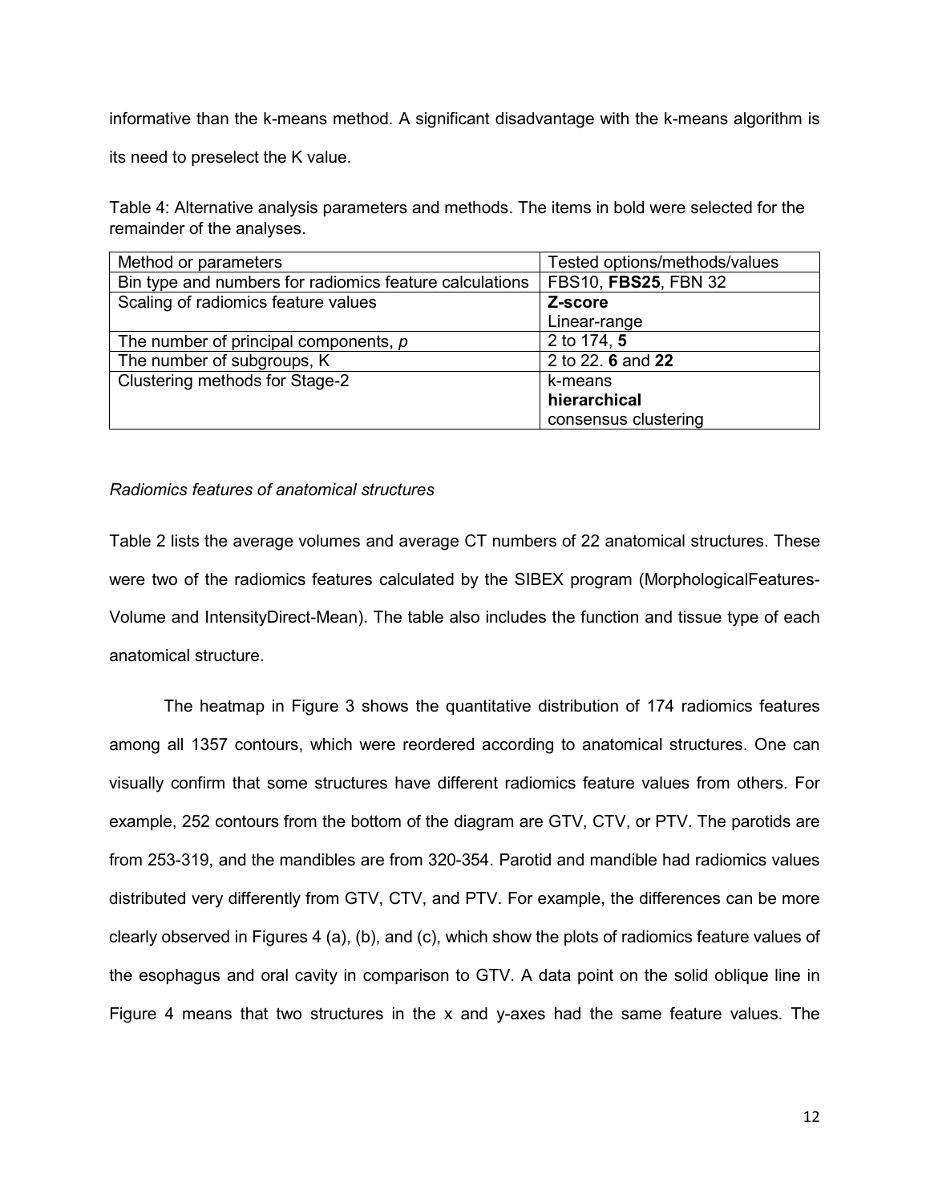informative than the k-means method. A significant disadvantage with the k-means algorithm is its need to preselect the K value.

Table 4: Alternative analysis parameters and methods. The items in bold were selected for the remainder of the analyses.

| Method or parameters | Tested options/methods/values |
| --- | --- |
| Bin type and numbers for radiomics feature calculations | FBS10, **FBS25**, FBN 32 |
| Scaling of radiomics feature values | **Z-score**<br>Linear-range |
| The number of principal components, *p* | 2 to 174, **5** |
| The number of subgroups, K | 2 to 22. **6** and **22** |
| Clustering methods for Stage-2 | k-means<br>**hierarchical**<br>consensus clustering |

*Radiomics features of anatomical structures*

Table 2 lists the average volumes and average CT numbers of 22 anatomical structures. These were two of the radiomics features calculated by the SIBEX program (MorphologicalFeatures-Volume and IntensityDirect-Mean). The table also includes the function and tissue type of each anatomical structure.

The heatmap in Figure 3 shows the quantitative distribution of 174 radiomics features among all 1357 contours, which were reordered according to anatomical structures. One can visually confirm that some structures have different radiomics feature values from others. For example, 252 contours from the bottom of the diagram are GTV, CTV, or PTV. The parotids are from 253-319, and the mandibles are from 320-354. Parotid and mandible had radiomics values distributed very differently from GTV, CTV, and PTV. For example, the differences can be more clearly observed in Figures 4 (a), (b), and (c), which show the plots of radiomics feature values of the esophagus and oral cavity in comparison to GTV. A data point on the solid oblique line in Figure 4 means that two structures in the x and y-axes had the same feature values. The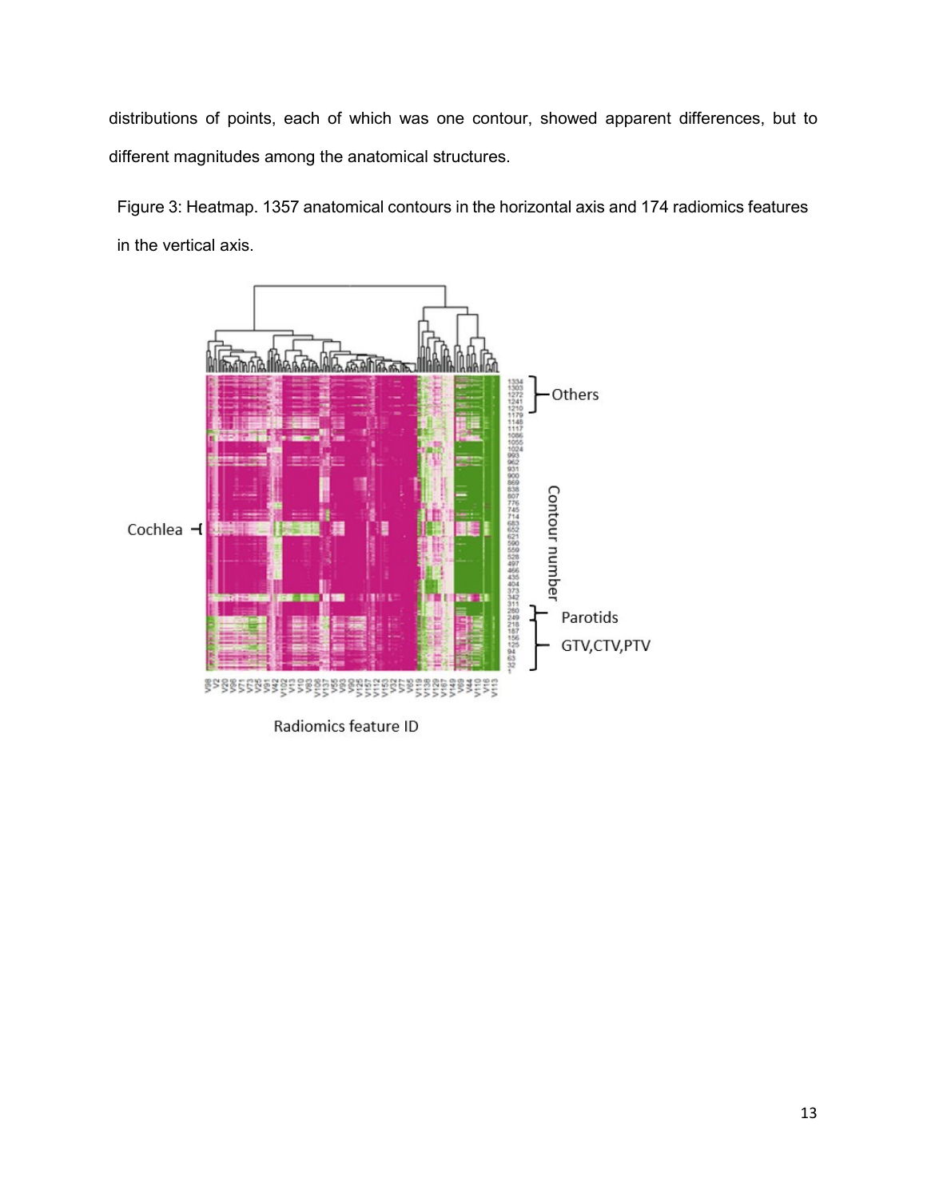distributions of points, each of which was one contour, showed apparent differences, but to different magnitudes among the anatomical structures.

Figure 3: Heatmap. 1357 anatomical contours in the horizontal axis and 174 radiomics features in the vertical axis.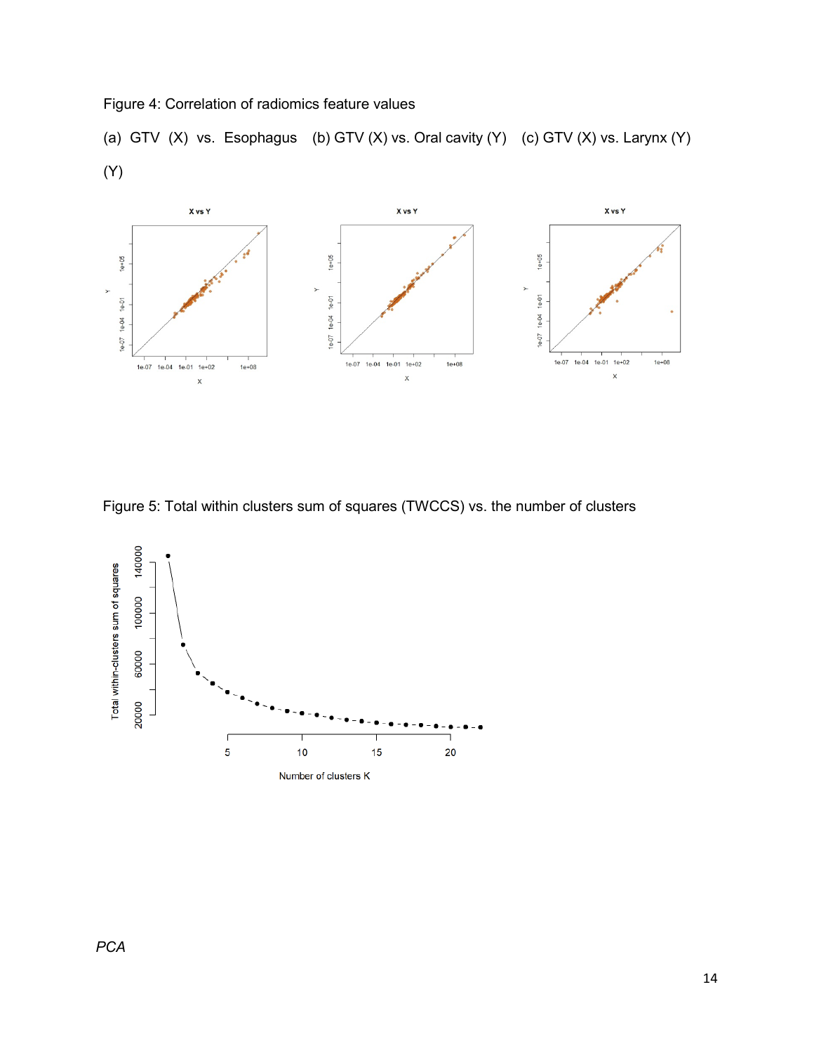Figure 4: Correlation of radiomics feature values

(a) GTV (X) vs. Esophagus (Y) (b) GTV (X) vs. Oral cavity (Y) (c) GTV (X) vs. Larynx (Y)

Figure 5: Total within clusters sum of squares (TWCCS) vs. the number of clusters

*PCA*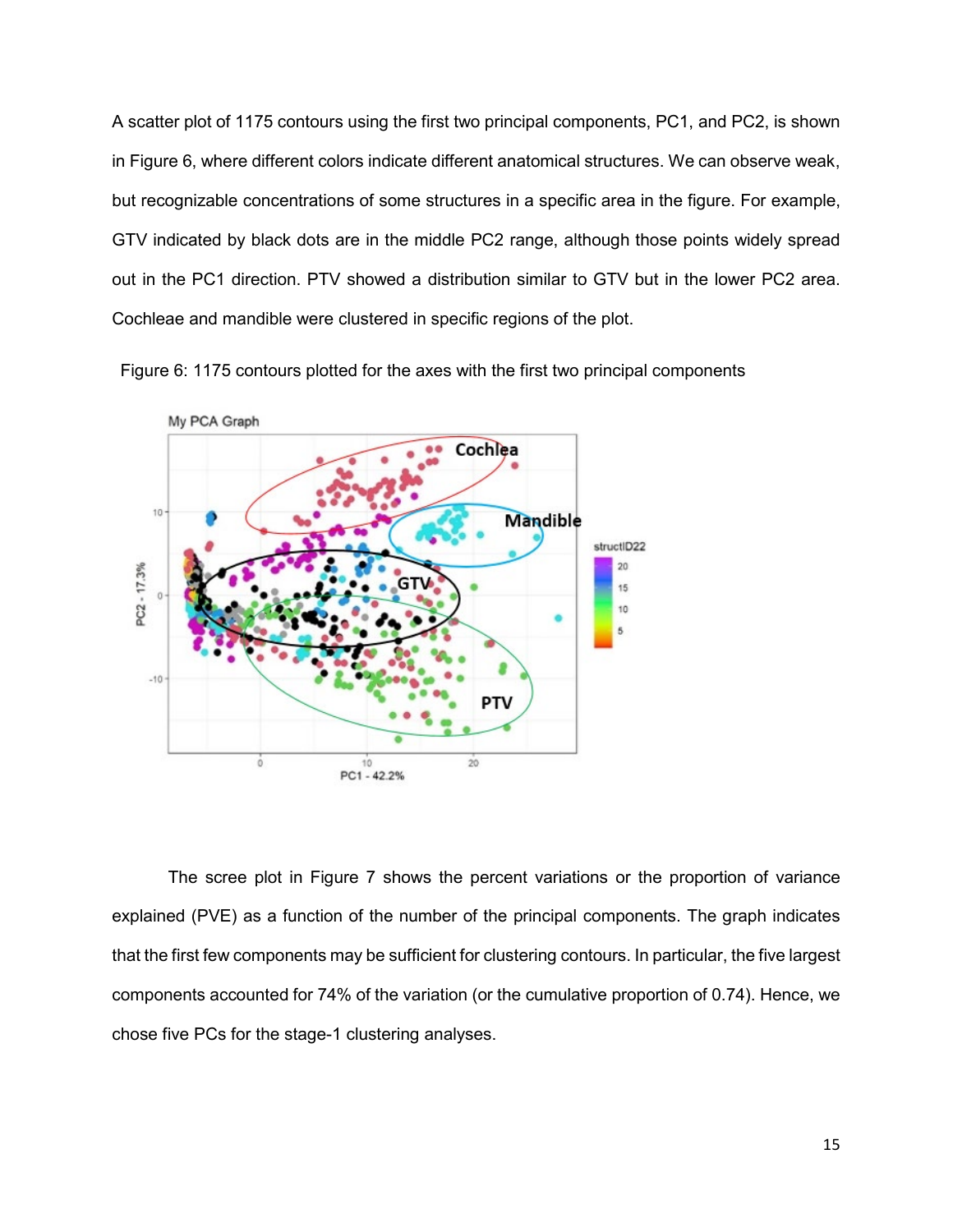A scatter plot of 1175 contours using the first two principal components, PC1, and PC2, is shown in Figure 6, where different colors indicate different anatomical structures. We can observe weak, but recognizable concentrations of some structures in a specific area in the figure. For example, GTV indicated by black dots are in the middle PC2 range, although those points widely spread out in the PC1 direction. PTV showed a distribution similar to GTV but in the lower PC2 area. Cochleae and mandible were clustered in specific regions of the plot.

Figure 6: 1175 contours plotted for the axes with the first two principal components

The scree plot in Figure 7 shows the percent variations or the proportion of variance explained (PVE) as a function of the number of the principal components. The graph indicates that the first few components may be sufficient for clustering contours. In particular, the five largest components accounted for 74% of the variation (or the cumulative proportion of 0.74). Hence, we chose five PCs for the stage-1 clustering analyses.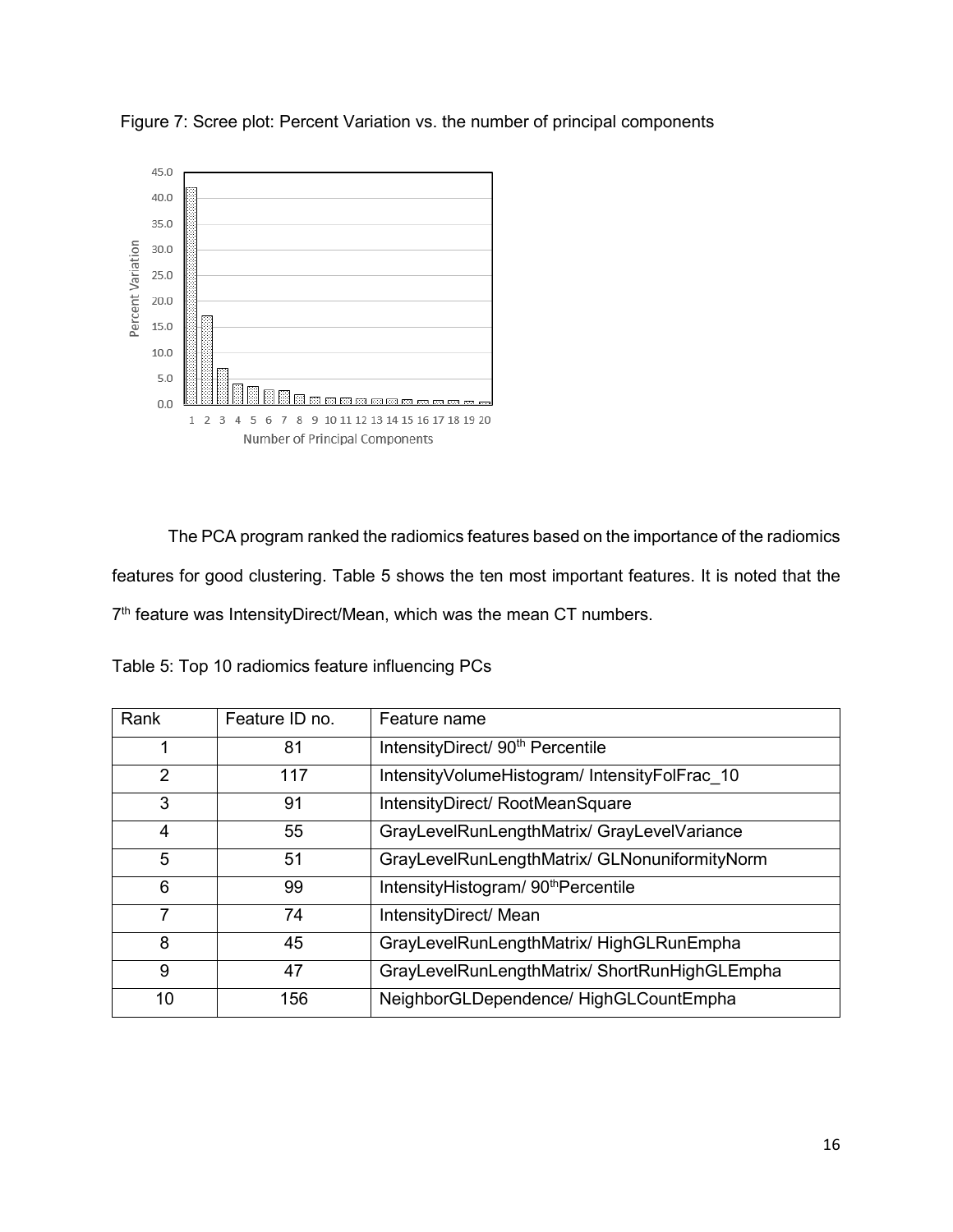Figure 7: Scree plot: Percent Variation vs. the number of principal components

The PCA program ranked the radiomics features based on the importance of the radiomics features for good clustering. Table 5 shows the ten most important features. It is noted that the 7th feature was IntensityDirect/Mean, which was the mean CT numbers.

Table 5: Top 10 radiomics feature influencing PCs

| Rank | Feature ID no. | Feature name |
|---|---|---|
| 1 | 81 | IntensityDirect/ 90th Percentile |
| 2 | 117 | IntensityVolumeHistogram/ IntensityFolFrac_10 |
| 3 | 91 | IntensityDirect/ RootMeanSquare |
| 4 | 55 | GrayLevelRunLengthMatrix/ GrayLevelVariance |
| 5 | 51 | GrayLevelRunLengthMatrix/ GLNonuniformityNorm |
| 6 | 99 | IntensityHistogram/ 90thPercentile |
| 7 | 74 | IntensityDirect/ Mean |
| 8 | 45 | GrayLevelRunLengthMatrix/ HighGLRunEmpha |
| 9 | 47 | GrayLevelRunLengthMatrix/ ShortRunHighGLEmpha |
| 10 | 156 | NeighborGLDependence/ HighGLCountEmpha |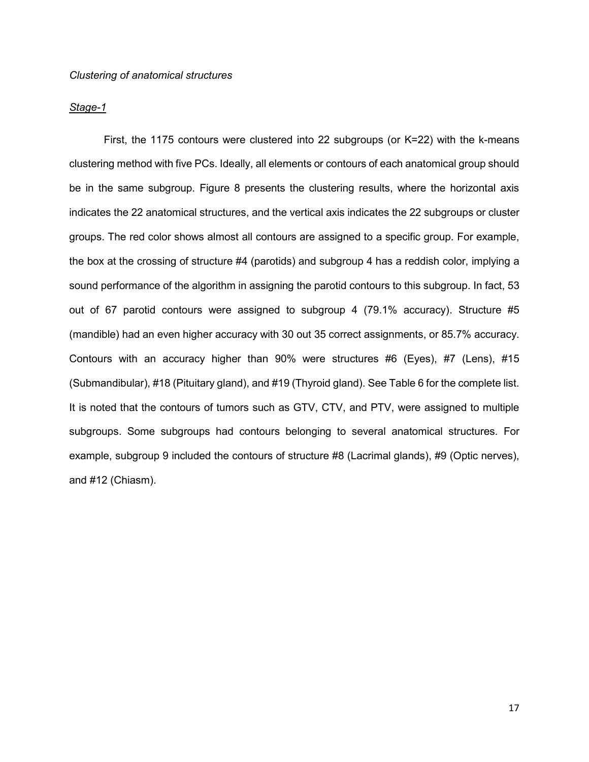*Clustering of anatomical structures*

*Stage-1*

First, the 1175 contours were clustered into 22 subgroups (or K=22) with the k-means clustering method with five PCs. Ideally, all elements or contours of each anatomical group should be in the same subgroup. Figure 8 presents the clustering results, where the horizontal axis indicates the 22 anatomical structures, and the vertical axis indicates the 22 subgroups or cluster groups. The red color shows almost all contours are assigned to a specific group. For example, the box at the crossing of structure #4 (parotids) and subgroup 4 has a reddish color, implying a sound performance of the algorithm in assigning the parotid contours to this subgroup. In fact, 53 out of 67 parotid contours were assigned to subgroup 4 (79.1% accuracy). Structure #5 (mandible) had an even higher accuracy with 30 out 35 correct assignments, or 85.7% accuracy. Contours with an accuracy higher than 90% were structures #6 (Eyes), #7 (Lens), #15 (Submandibular), #18 (Pituitary gland), and #19 (Thyroid gland). See Table 6 for the complete list. It is noted that the contours of tumors such as GTV, CTV, and PTV, were assigned to multiple subgroups. Some subgroups had contours belonging to several anatomical structures. For example, subgroup 9 included the contours of structure #8 (Lacrimal glands), #9 (Optic nerves), and #12 (Chiasm).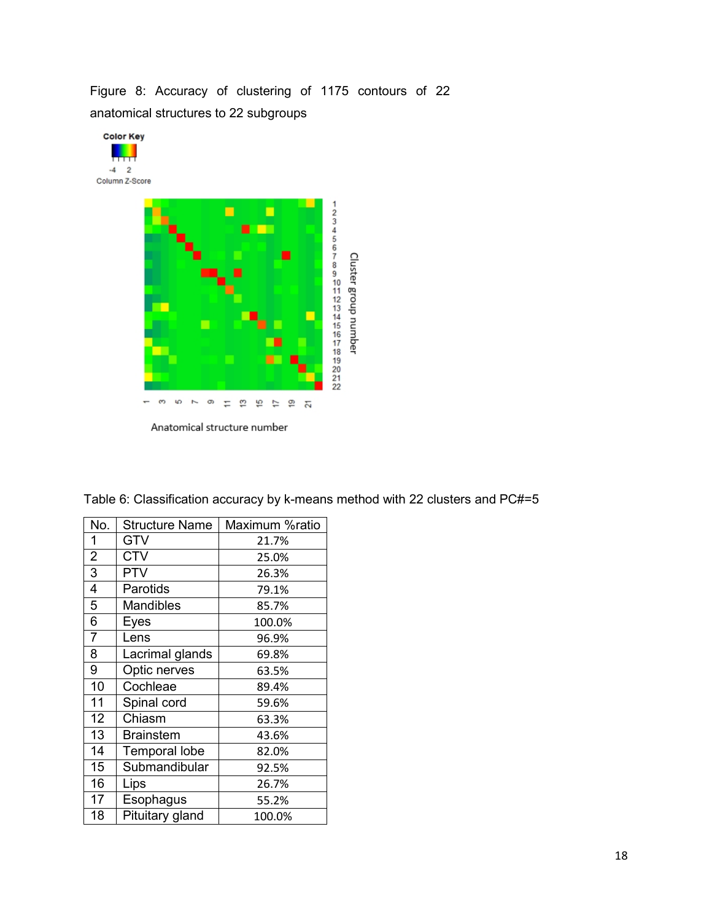Figure 8: Accuracy of clustering of 1175 contours of 22 anatomical structures to 22 subgroups

Table 6: Classification accuracy by k-means method with 22 clusters and PC#=5

| No. | Structure Name | Maximum %ratio |
|---|---|---|
| 1 | GTV | 21.7% |
| 2 | CTV | 25.0% |
| 3 | PTV | 26.3% |
| 4 | Parotids | 79.1% |
| 5 | Mandibles | 85.7% |
| 6 | Eyes | 100.0% |
| 7 | Lens | 96.9% |
| 8 | Lacrimal glands | 69.8% |
| 9 | Optic nerves | 63.5% |
| 10 | Cochleae | 89.4% |
| 11 | Spinal cord | 59.6% |
| 12 | Chiasm | 63.3% |
| 13 | Brainstem | 43.6% |
| 14 | Temporal lobe | 82.0% |
| 15 | Submandibular | 92.5% |
| 16 | Lips | 26.7% |
| 17 | Esophagus | 55.2% |
| 18 | Pituitary gland | 100.0% |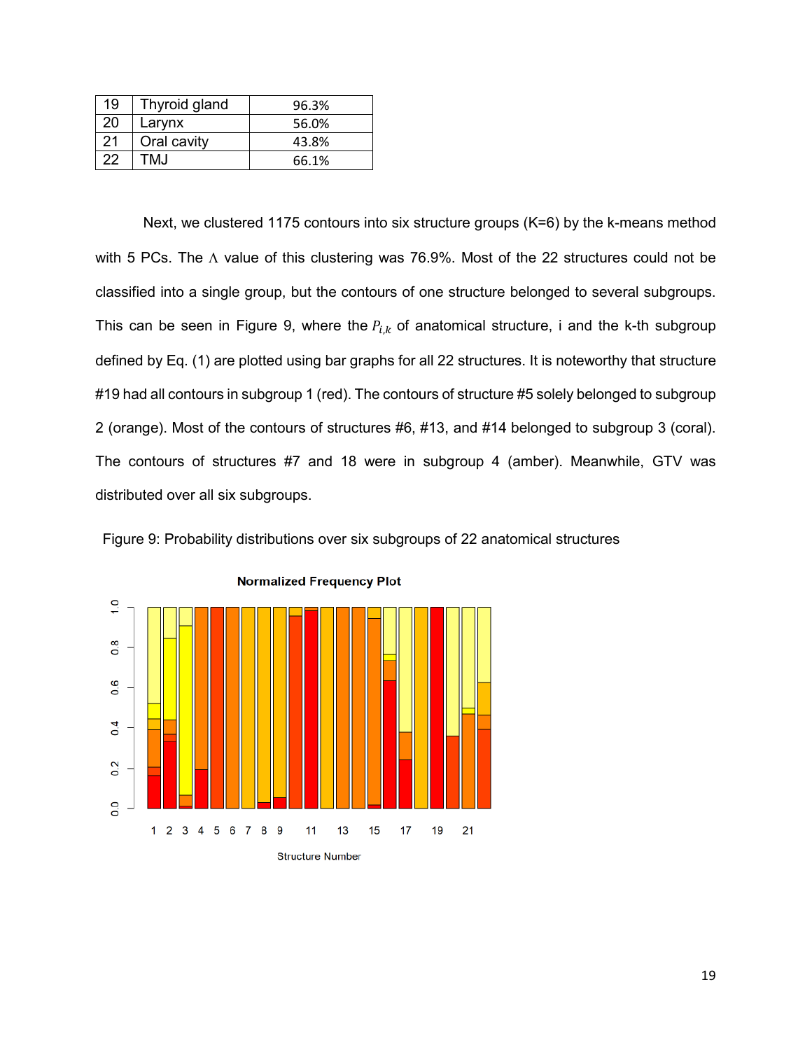| 19 | Thyroid gland | 96.3% |
|---|---|---|
| 20 | Larynx | 56.0% |
| 21 | Oral cavity | 43.8% |
| 22 | TMJ | 66.1% |

Next, we clustered 1175 contours into six structure groups (K=6) by the k-means method with 5 PCs. The $\Lambda$ value of this clustering was 76.9%. Most of the 22 structures could not be classified into a single group, but the contours of one structure belonged to several subgroups. This can be seen in Figure 9, where the $P_{i,k}$ of anatomical structure, i and the k-th subgroup defined by Eq. (1) are plotted using bar graphs for all 22 structures. It is noteworthy that structure #19 had all contours in subgroup 1 (red). The contours of structure #5 solely belonged to subgroup 2 (orange). Most of the contours of structures #6, #13, and #14 belonged to subgroup 3 (coral). The contours of structures #7 and 18 were in subgroup 4 (amber). Meanwhile, GTV was distributed over all six subgroups.

Figure 9: Probability distributions over six subgroups of 22 anatomical structures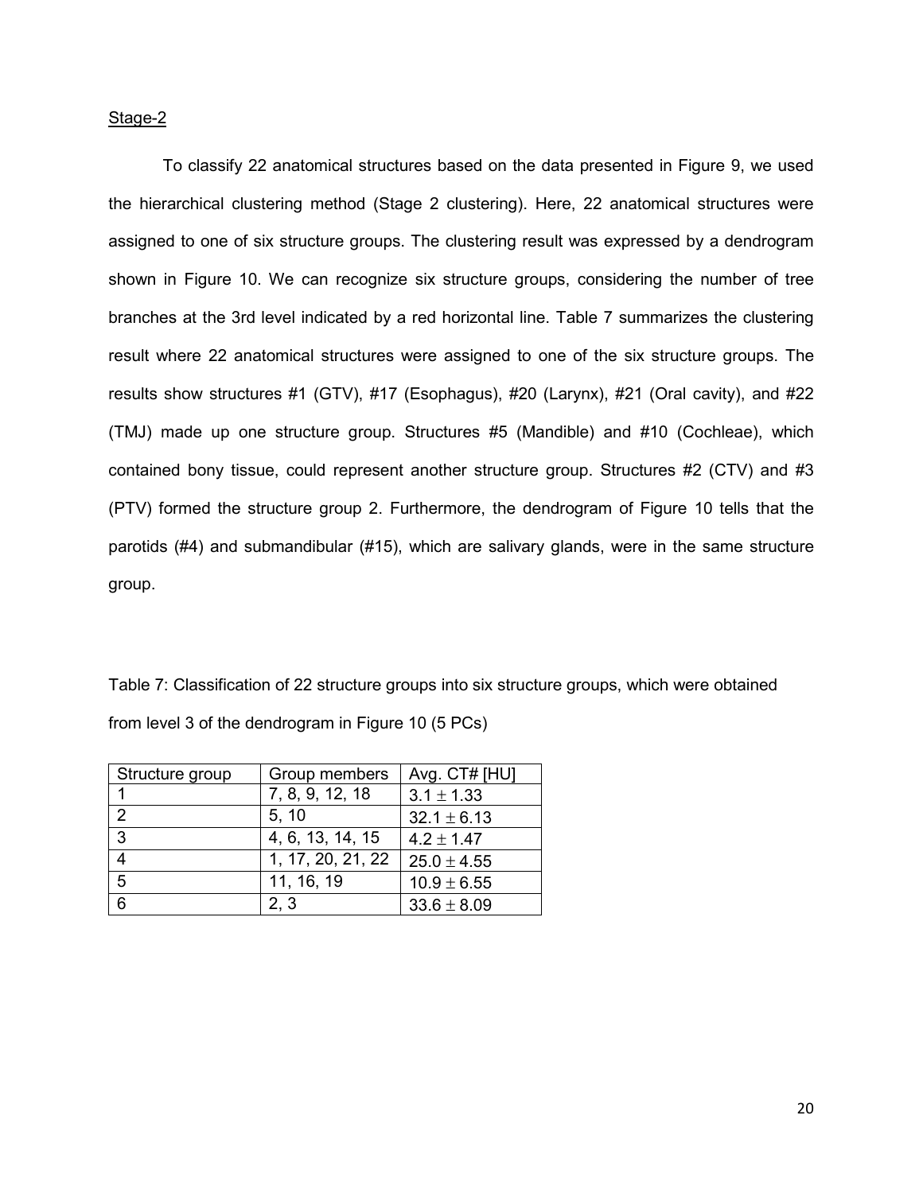Stage-2

To classify 22 anatomical structures based on the data presented in Figure 9, we used the hierarchical clustering method (Stage 2 clustering). Here, 22 anatomical structures were assigned to one of six structure groups. The clustering result was expressed by a dendrogram shown in Figure 10. We can recognize six structure groups, considering the number of tree branches at the 3rd level indicated by a red horizontal line. Table 7 summarizes the clustering result where 22 anatomical structures were assigned to one of the six structure groups. The results show structures #1 (GTV), #17 (Esophagus), #20 (Larynx), #21 (Oral cavity), and #22 (TMJ) made up one structure group. Structures #5 (Mandible) and #10 (Cochleae), which contained bony tissue, could represent another structure group. Structures #2 (CTV) and #3 (PTV) formed the structure group 2. Furthermore, the dendrogram of Figure 10 tells that the parotids (#4) and submandibular (#15), which are salivary glands, were in the same structure group.

Table 7: Classification of 22 structure groups into six structure groups, which were obtained from level 3 of the dendrogram in Figure 10 (5 PCs)

| Structure group | Group members | Avg. CT# [HU] |
|---|---|---|
| 1 | 7, 8, 9, 12, 18 | $3.1 \pm 1.33$ |
| 2 | 5, 10 | $32.1 \pm 6.13$ |
| 3 | 4, 6, 13, 14, 15 | $4.2 \pm 1.47$ |
| 4 | 1, 17, 20, 21, 22 | $25.0 \pm 4.55$ |
| 5 | 11, 16, 19 | $10.9 \pm 6.55$ |
| 6 | 2, 3 | $33.6 \pm 8.09$ |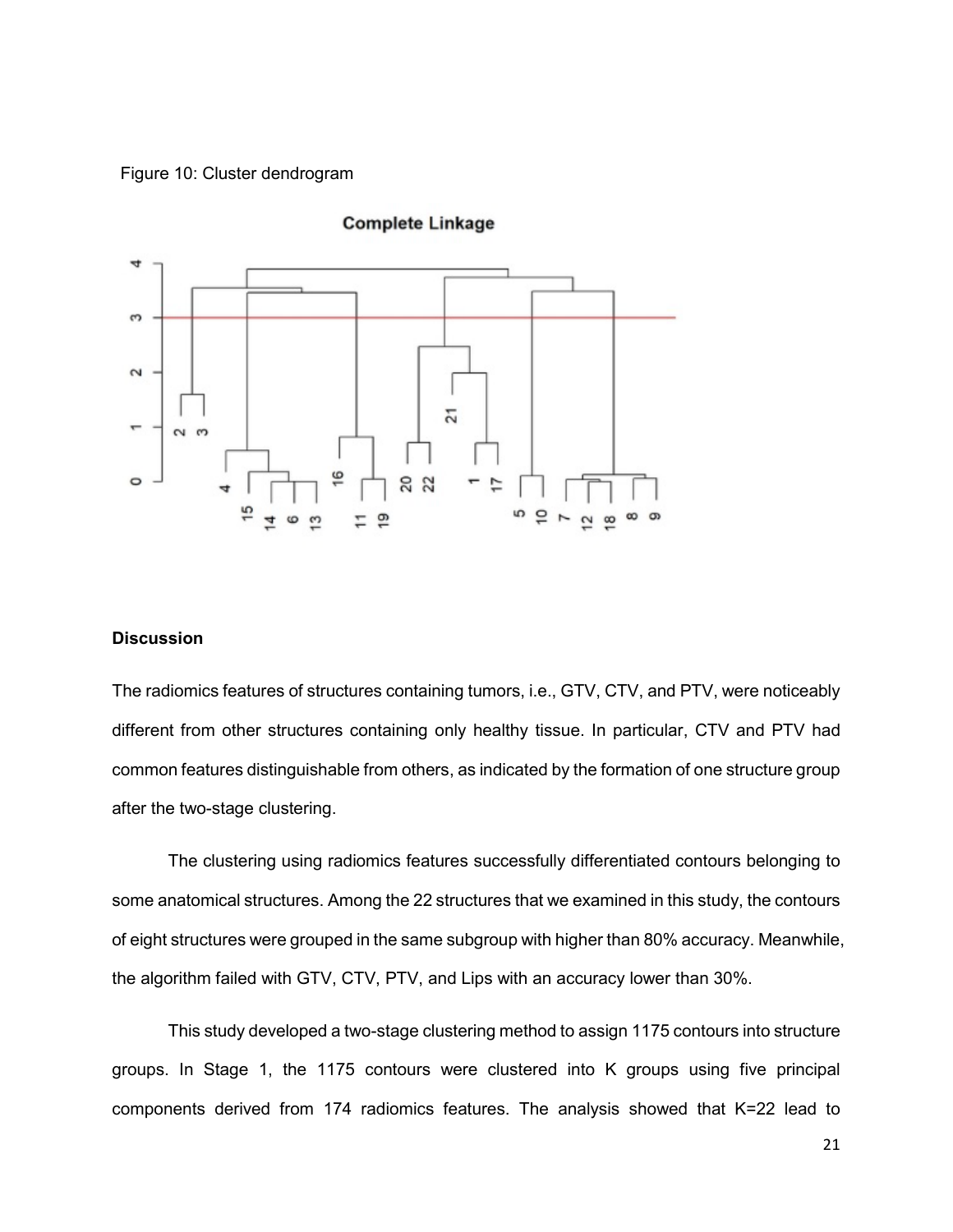Figure 10: Cluster dendrogram

### Discussion

The radiomics features of structures containing tumors, i.e., GTV, CTV, and PTV, were noticeably different from other structures containing only healthy tissue. In particular, CTV and PTV had common features distinguishable from others, as indicated by the formation of one structure group after the two-stage clustering.

The clustering using radiomics features successfully differentiated contours belonging to some anatomical structures. Among the 22 structures that we examined in this study, the contours of eight structures were grouped in the same subgroup with higher than 80% accuracy. Meanwhile, the algorithm failed with GTV, CTV, PTV, and Lips with an accuracy lower than 30%.

This study developed a two-stage clustering method to assign 1175 contours into structure groups. In Stage 1, the 1175 contours were clustered into K groups using five principal components derived from 174 radiomics features. The analysis showed that K=22 lead to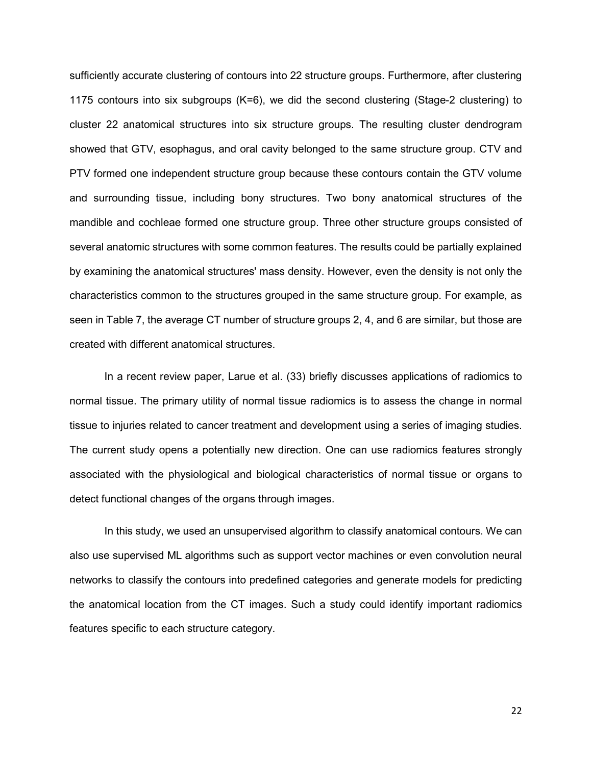sufficiently accurate clustering of contours into 22 structure groups. Furthermore, after clustering 1175 contours into six subgroups (K=6), we did the second clustering (Stage-2 clustering) to cluster 22 anatomical structures into six structure groups. The resulting cluster dendrogram showed that GTV, esophagus, and oral cavity belonged to the same structure group. CTV and PTV formed one independent structure group because these contours contain the GTV volume and surrounding tissue, including bony structures. Two bony anatomical structures of the mandible and cochleae formed one structure group. Three other structure groups consisted of several anatomic structures with some common features. The results could be partially explained by examining the anatomical structures' mass density. However, even the density is not only the characteristics common to the structures grouped in the same structure group. For example, as seen in Table 7, the average CT number of structure groups 2, 4, and 6 are similar, but those are created with different anatomical structures.

In a recent review paper, Larue et al. (33) briefly discusses applications of radiomics to normal tissue. The primary utility of normal tissue radiomics is to assess the change in normal tissue to injuries related to cancer treatment and development using a series of imaging studies. The current study opens a potentially new direction. One can use radiomics features strongly associated with the physiological and biological characteristics of normal tissue or organs to detect functional changes of the organs through images.

In this study, we used an unsupervised algorithm to classify anatomical contours. We can also use supervised ML algorithms such as support vector machines or even convolution neural networks to classify the contours into predefined categories and generate models for predicting the anatomical location from the CT images. Such a study could identify important radiomics features specific to each structure category.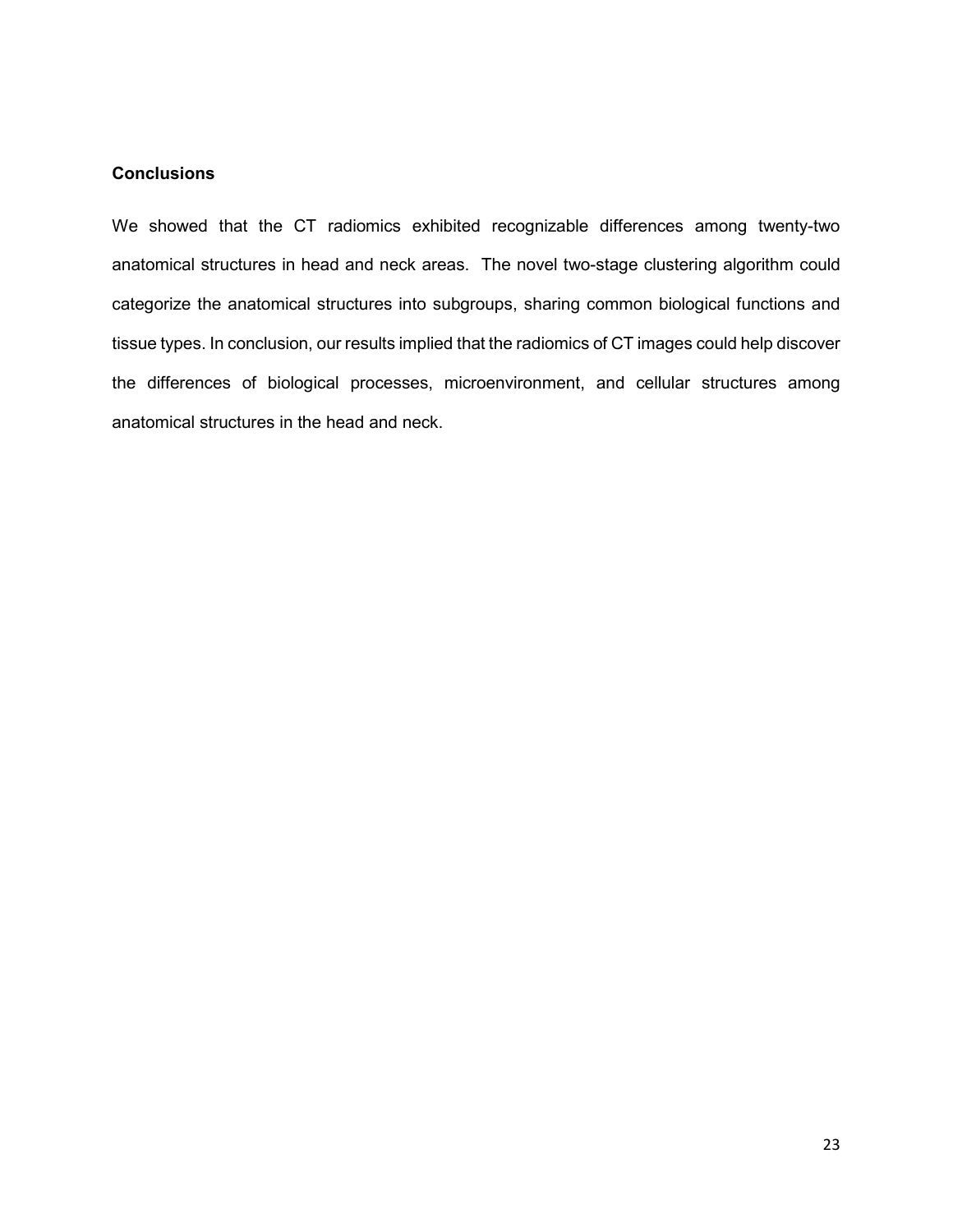## Conclusions

We showed that the CT radiomics exhibited recognizable differences among twenty-two anatomical structures in head and neck areas. The novel two-stage clustering algorithm could categorize the anatomical structures into subgroups, sharing common biological functions and tissue types. In conclusion, our results implied that the radiomics of CT images could help discover the differences of biological processes, microenvironment, and cellular structures among anatomical structures in the head and neck.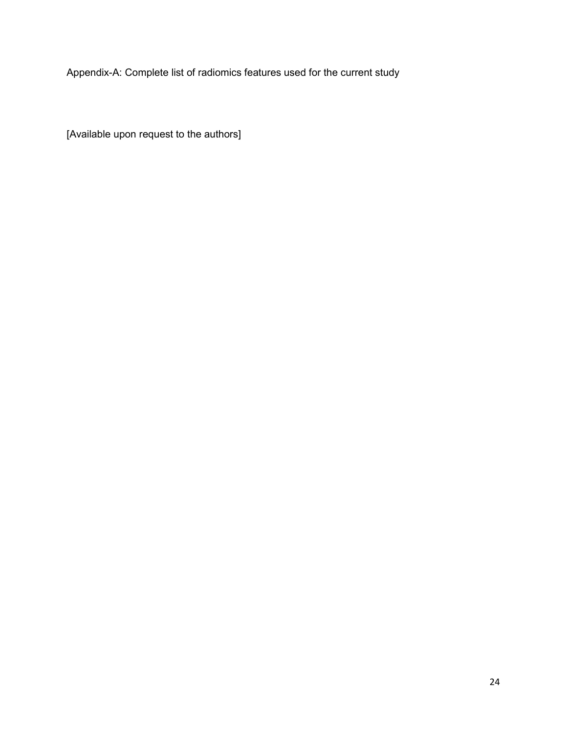Appendix-A: Complete list of radiomics features used for the current study

[Available upon request to the authors]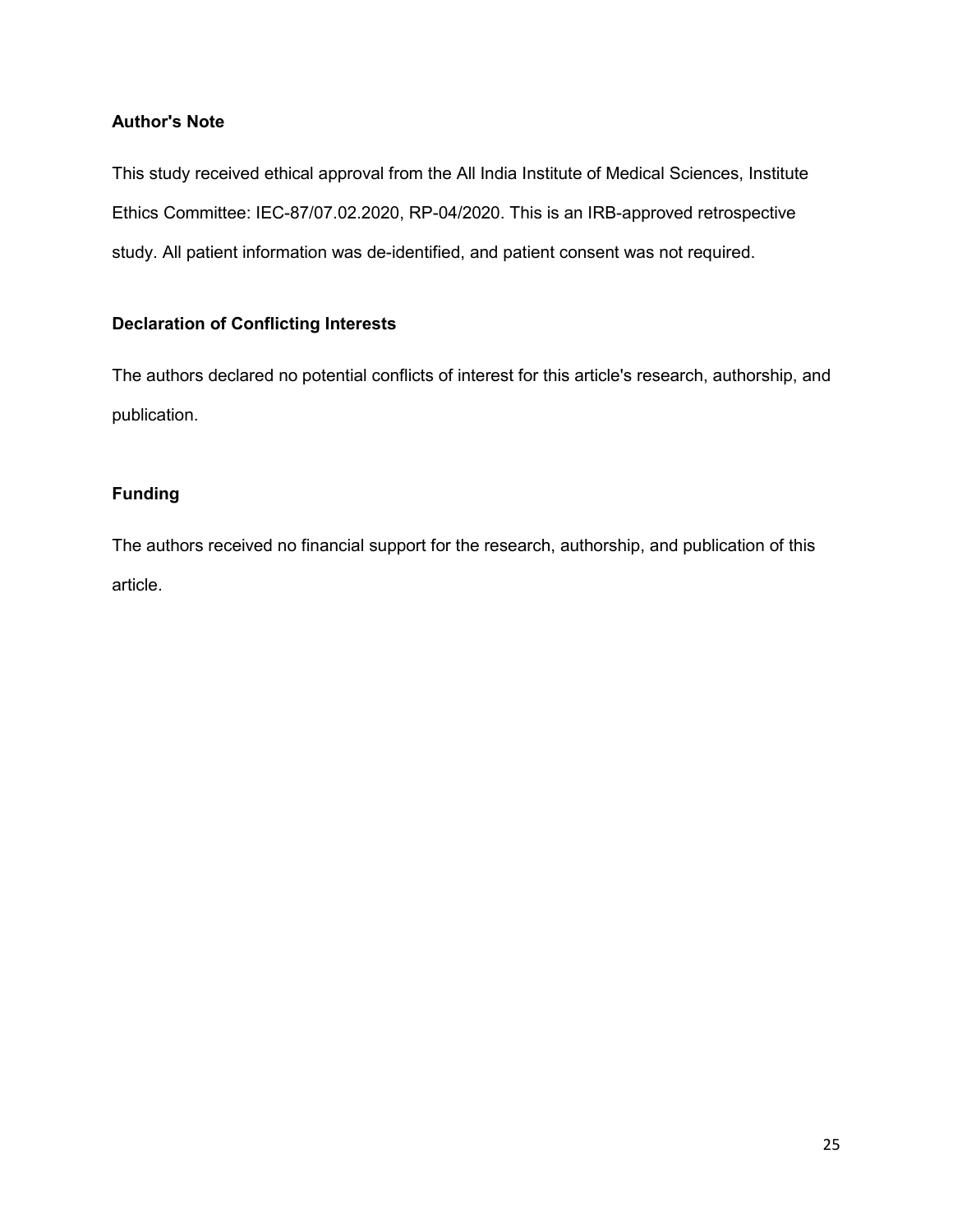## Author's Note

This study received ethical approval from the All India Institute of Medical Sciences, Institute Ethics Committee: IEC-87/07.02.2020, RP-04/2020. This is an IRB-approved retrospective study. All patient information was de-identified, and patient consent was not required.

## Declaration of Conflicting Interests

The authors declared no potential conflicts of interest for this article's research, authorship, and publication.

## Funding

The authors received no financial support for the research, authorship, and publication of this article.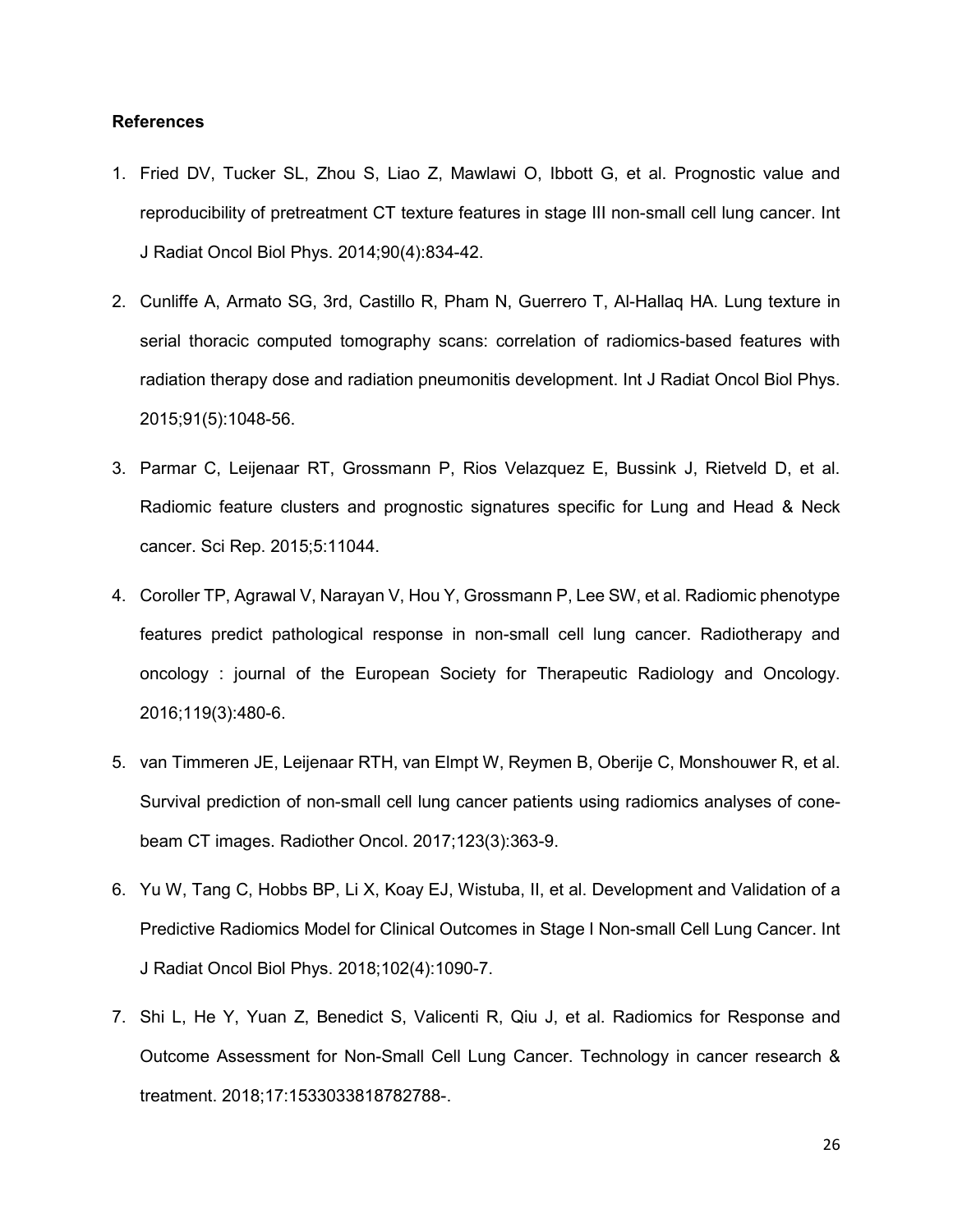**References**

1. Fried DV, Tucker SL, Zhou S, Liao Z, Mawlawi O, Ibbott G, et al. Prognostic value and reproducibility of pretreatment CT texture features in stage III non-small cell lung cancer. Int J Radiat Oncol Biol Phys. 2014;90(4):834-42.

2. Cunliffe A, Armato SG, 3rd, Castillo R, Pham N, Guerrero T, Al-Hallaq HA. Lung texture in serial thoracic computed tomography scans: correlation of radiomics-based features with radiation therapy dose and radiation pneumonitis development. Int J Radiat Oncol Biol Phys. 2015;91(5):1048-56.

3. Parmar C, Leijenaar RT, Grossmann P, Rios Velazquez E, Bussink J, Rietveld D, et al. Radiomic feature clusters and prognostic signatures specific for Lung and Head & Neck cancer. Sci Rep. 2015;5:11044.

4. Coroller TP, Agrawal V, Narayan V, Hou Y, Grossmann P, Lee SW, et al. Radiomic phenotype features predict pathological response in non-small cell lung cancer. Radiotherapy and oncology : journal of the European Society for Therapeutic Radiology and Oncology. 2016;119(3):480-6.

5. van Timmeren JE, Leijenaar RTH, van Elmpt W, Reymen B, Oberije C, Monshouwer R, et al. Survival prediction of non-small cell lung cancer patients using radiomics analyses of cone-beam CT images. Radiother Oncol. 2017;123(3):363-9.

6. Yu W, Tang C, Hobbs BP, Li X, Koay EJ, Wistuba, II, et al. Development and Validation of a Predictive Radiomics Model for Clinical Outcomes in Stage I Non-small Cell Lung Cancer. Int J Radiat Oncol Biol Phys. 2018;102(4):1090-7.

7. Shi L, He Y, Yuan Z, Benedict S, Valicenti R, Qiu J, et al. Radiomics for Response and Outcome Assessment for Non-Small Cell Lung Cancer. Technology in cancer research & treatment. 2018;17:1533033818782788-.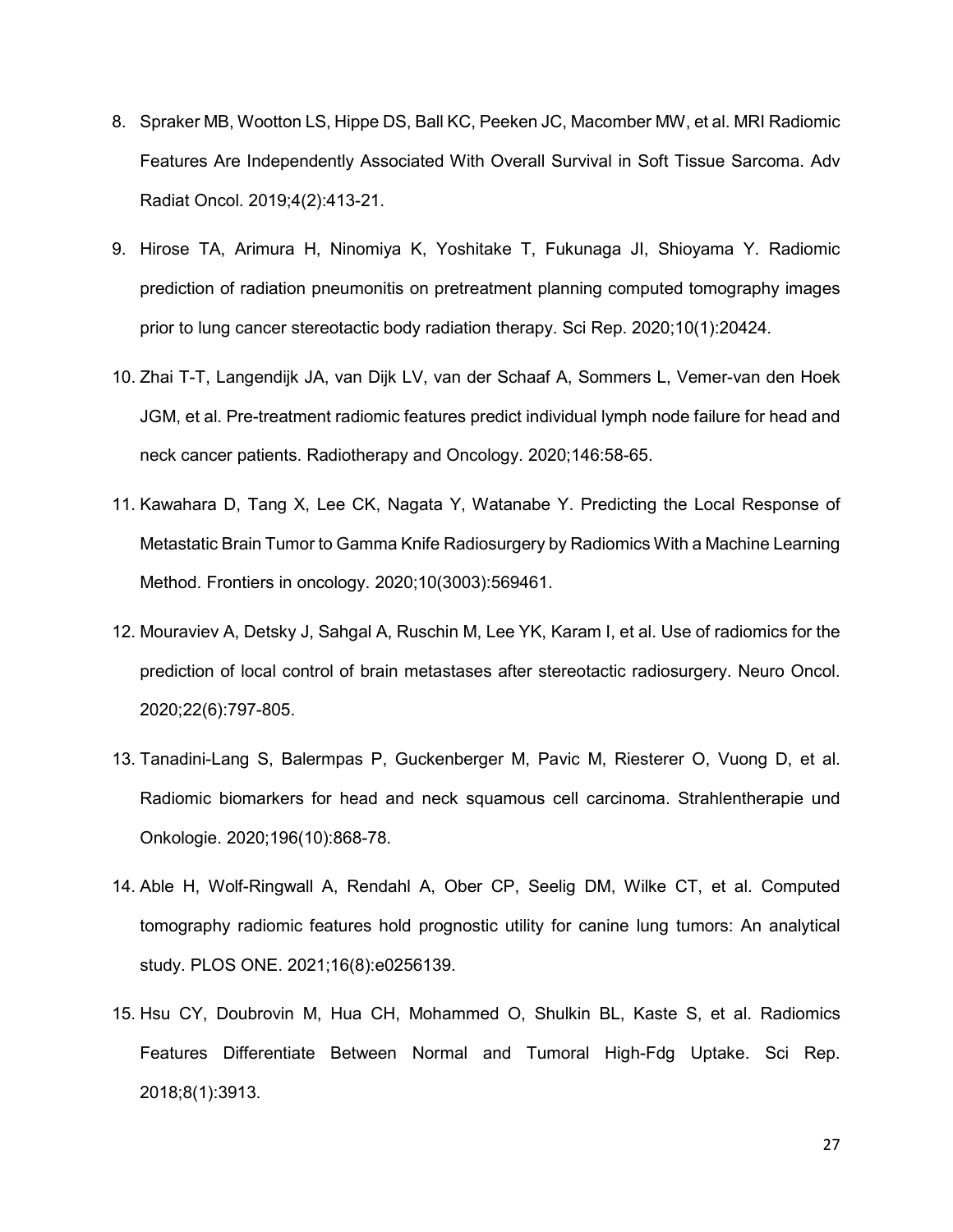8. Spraker MB, Wootton LS, Hippe DS, Ball KC, Peeken JC, Macomber MW, et al. MRI Radiomic Features Are Independently Associated With Overall Survival in Soft Tissue Sarcoma. Adv Radiat Oncol. 2019;4(2):413-21.
9. Hirose TA, Arimura H, Ninomiya K, Yoshitake T, Fukunaga JI, Shioyama Y. Radiomic prediction of radiation pneumonitis on pretreatment planning computed tomography images prior to lung cancer stereotactic body radiation therapy. Sci Rep. 2020;10(1):20424.
10. Zhai T-T, Langendijk JA, van Dijk LV, van der Schaaf A, Sommers L, Vemer-van den Hoek JGM, et al. Pre-treatment radiomic features predict individual lymph node failure for head and neck cancer patients. Radiotherapy and Oncology. 2020;146:58-65.
11. Kawahara D, Tang X, Lee CK, Nagata Y, Watanabe Y. Predicting the Local Response of Metastatic Brain Tumor to Gamma Knife Radiosurgery by Radiomics With a Machine Learning Method. Frontiers in oncology. 2020;10(3003):569461.
12. Mouraviev A, Detsky J, Sahgal A, Ruschin M, Lee YK, Karam I, et al. Use of radiomics for the prediction of local control of brain metastases after stereotactic radiosurgery. Neuro Oncol. 2020;22(6):797-805.
13. Tanadini-Lang S, Balermpas P, Guckenberger M, Pavic M, Riesterer O, Vuong D, et al. Radiomic biomarkers for head and neck squamous cell carcinoma. Strahlentherapie und Onkologie. 2020;196(10):868-78.
14. Able H, Wolf-Ringwall A, Rendahl A, Ober CP, Seelig DM, Wilke CT, et al. Computed tomography radiomic features hold prognostic utility for canine lung tumors: An analytical study. PLOS ONE. 2021;16(8):e0256139.
15. Hsu CY, Doubrovin M, Hua CH, Mohammed O, Shulkin BL, Kaste S, et al. Radiomics Features Differentiate Between Normal and Tumoral High-Fdg Uptake. Sci Rep. 2018;8(1):3913.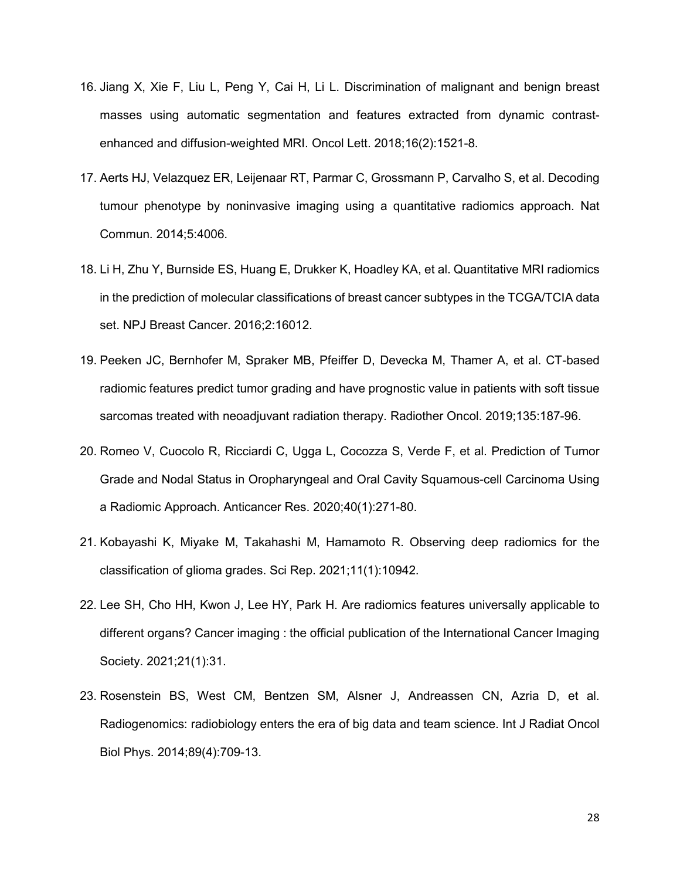16. Jiang X, Xie F, Liu L, Peng Y, Cai H, Li L. Discrimination of malignant and benign breast masses using automatic segmentation and features extracted from dynamic contrast-enhanced and diffusion-weighted MRI. Oncol Lett. 2018;16(2):1521-8.

17. Aerts HJ, Velazquez ER, Leijenaar RT, Parmar C, Grossmann P, Carvalho S, et al. Decoding tumour phenotype by noninvasive imaging using a quantitative radiomics approach. Nat Commun. 2014;5:4006.

18. Li H, Zhu Y, Burnside ES, Huang E, Drukker K, Hoadley KA, et al. Quantitative MRI radiomics in the prediction of molecular classifications of breast cancer subtypes in the TCGA/TCIA data set. NPJ Breast Cancer. 2016;2:16012.

19. Peeken JC, Bernhofer M, Spraker MB, Pfeiffer D, Devecka M, Thamer A, et al. CT-based radiomic features predict tumor grading and have prognostic value in patients with soft tissue sarcomas treated with neoadjuvant radiation therapy. Radiother Oncol. 2019;135:187-96.

20. Romeo V, Cuocolo R, Ricciardi C, Ugga L, Cocozza S, Verde F, et al. Prediction of Tumor Grade and Nodal Status in Oropharyngeal and Oral Cavity Squamous-cell Carcinoma Using a Radiomic Approach. Anticancer Res. 2020;40(1):271-80.

21. Kobayashi K, Miyake M, Takahashi M, Hamamoto R. Observing deep radiomics for the classification of glioma grades. Sci Rep. 2021;11(1):10942.

22. Lee SH, Cho HH, Kwon J, Lee HY, Park H. Are radiomics features universally applicable to different organs? Cancer imaging : the official publication of the International Cancer Imaging Society. 2021;21(1):31.

23. Rosenstein BS, West CM, Bentzen SM, Alsner J, Andreassen CN, Azria D, et al. Radiogenomics: radiobiology enters the era of big data and team science. Int J Radiat Oncol Biol Phys. 2014;89(4):709-13.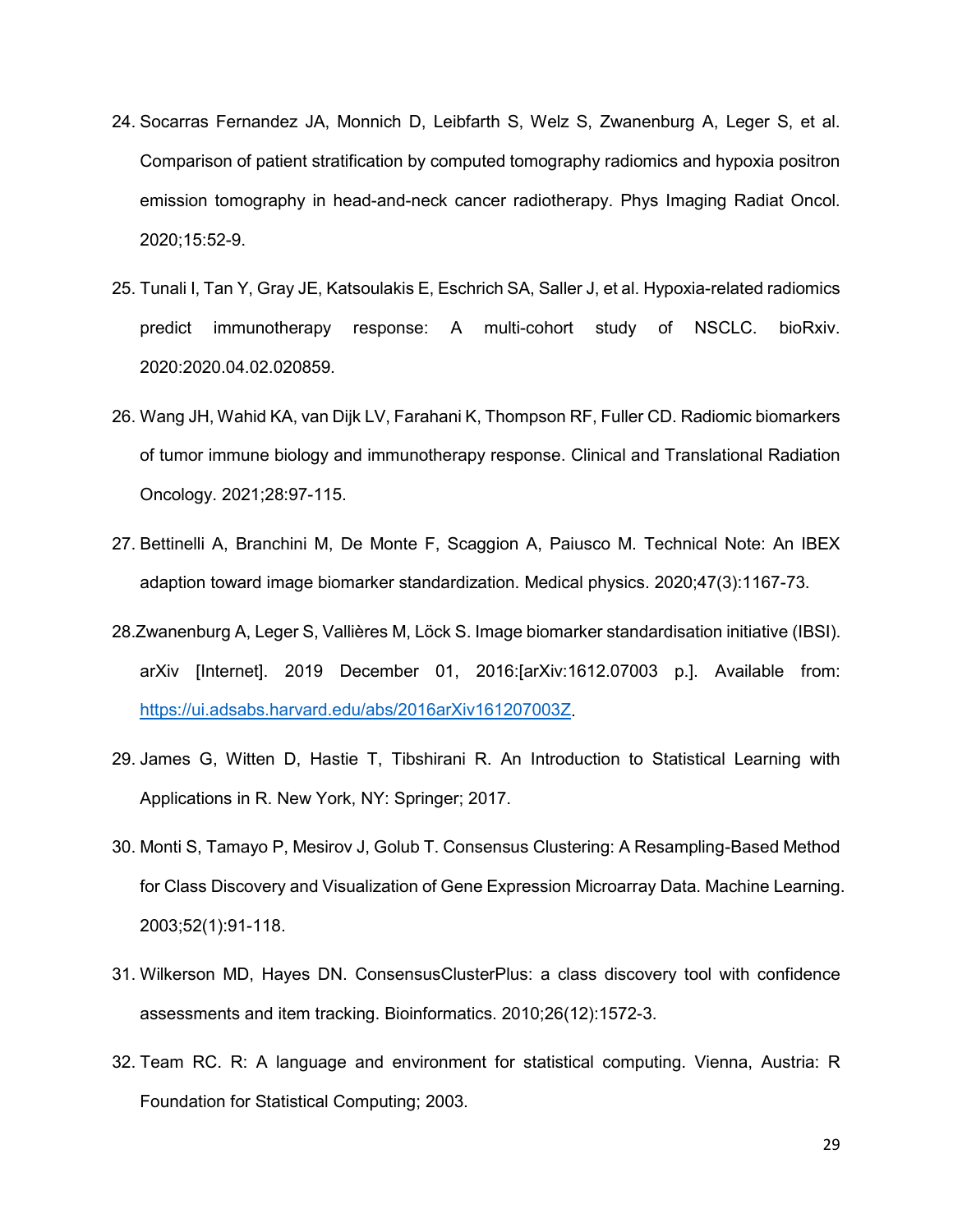24. Socarras Fernandez JA, Monnich D, Leibfarth S, Welz S, Zwanenburg A, Leger S, et al. Comparison of patient stratification by computed tomography radiomics and hypoxia positron emission tomography in head-and-neck cancer radiotherapy. Phys Imaging Radiat Oncol. 2020;15:52-9.

25. Tunali I, Tan Y, Gray JE, Katsoulakis E, Eschrich SA, Saller J, et al. Hypoxia-related radiomics predict immunotherapy response: A multi-cohort study of NSCLC. bioRxiv. 2020:2020.04.02.020859.

26. Wang JH, Wahid KA, van Dijk LV, Farahani K, Thompson RF, Fuller CD. Radiomic biomarkers of tumor immune biology and immunotherapy response. Clinical and Translational Radiation Oncology. 2021;28:97-115.

27. Bettinelli A, Branchini M, De Monte F, Scaggion A, Paiusco M. Technical Note: An IBEX adaption toward image biomarker standardization. Medical physics. 2020;47(3):1167-73.

28. Zwanenburg A, Leger S, Vallières M, Löck S. Image biomarker standardisation initiative (IBSI). arXiv [Internet]. 2019 December 01, 2016:[arXiv:1612.07003 p.]. Available from: https://ui.adsabs.harvard.edu/abs/2016arXiv161207003Z.

29. James G, Witten D, Hastie T, Tibshirani R. An Introduction to Statistical Learning with Applications in R. New York, NY: Springer; 2017.

30. Monti S, Tamayo P, Mesirov J, Golub T. Consensus Clustering: A Resampling-Based Method for Class Discovery and Visualization of Gene Expression Microarray Data. Machine Learning. 2003;52(1):91-118.

31. Wilkerson MD, Hayes DN. ConsensusClusterPlus: a class discovery tool with confidence assessments and item tracking. Bioinformatics. 2010;26(12):1572-3.

32. Team RC. R: A language and environment for statistical computing. Vienna, Austria: R Foundation for Statistical Computing; 2003.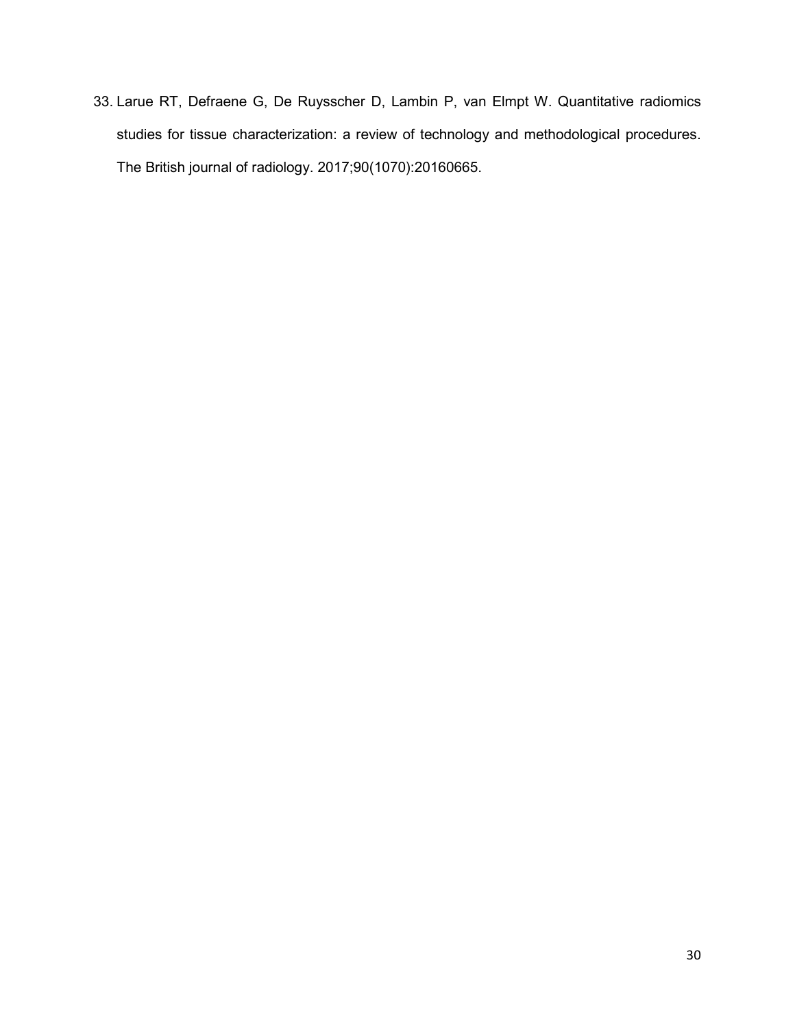33. Larue RT, Defraene G, De Ruysscher D, Lambin P, van Elmpt W. Quantitative radiomics studies for tissue characterization: a review of technology and methodological procedures. The British journal of radiology. 2017;90(1070):20160665.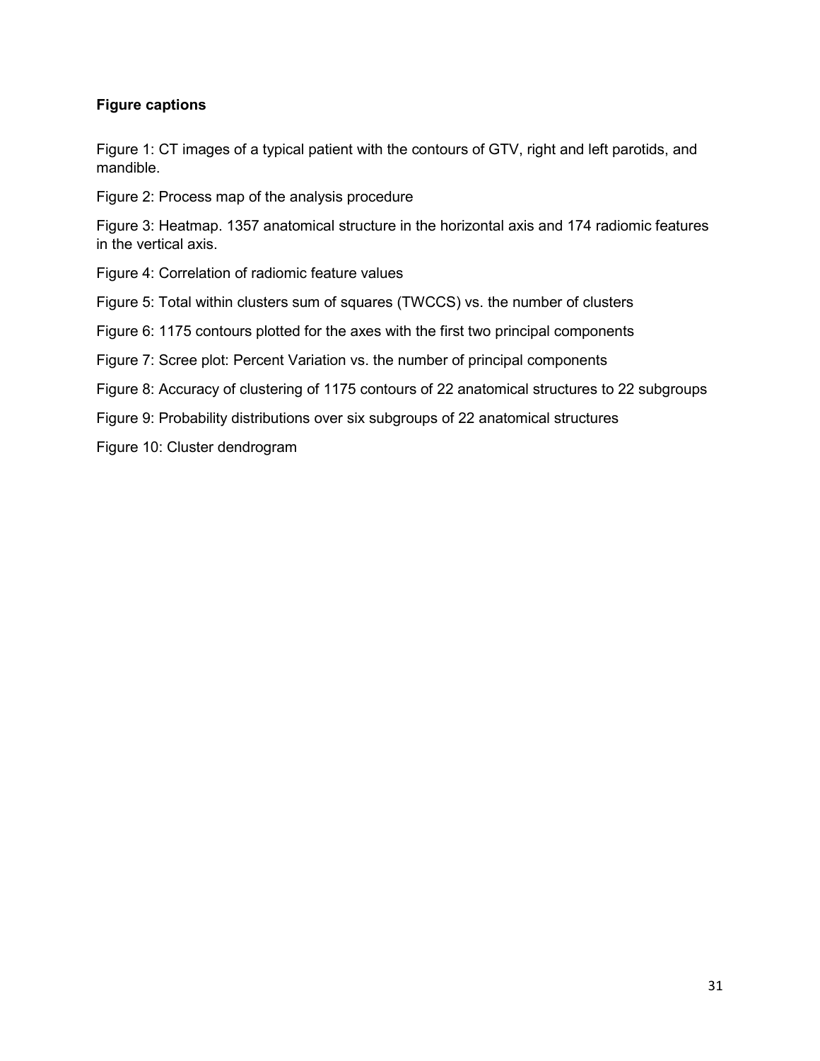**Figure captions**

Figure 1: CT images of a typical patient with the contours of GTV, right and left parotids, and mandible.

Figure 2: Process map of the analysis procedure

Figure 3: Heatmap. 1357 anatomical structure in the horizontal axis and 174 radiomic features in the vertical axis.

Figure 4: Correlation of radiomic feature values

Figure 5: Total within clusters sum of squares (TWCCS) vs. the number of clusters

Figure 6: 1175 contours plotted for the axes with the first two principal components

Figure 7: Scree plot: Percent Variation vs. the number of principal components

Figure 8: Accuracy of clustering of 1175 contours of 22 anatomical structures to 22 subgroups

Figure 9: Probability distributions over six subgroups of 22 anatomical structures

Figure 10: Cluster dendrogram